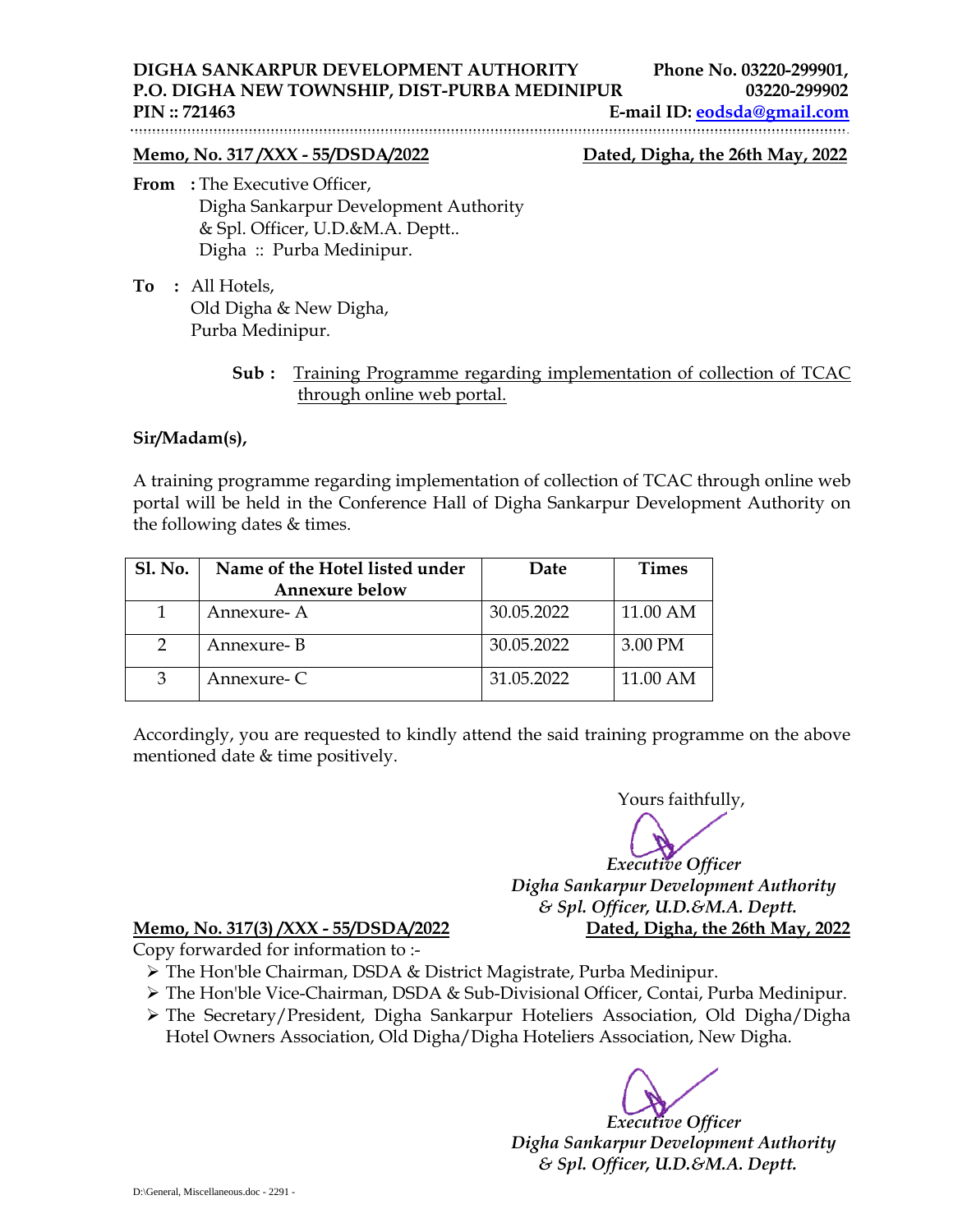**DIGHA SANKARPUR DEVELOPMENT AUTHORITY** **Phone No. 03220-299901,**
**P.O. DIGHA NEW TOWNSHIP, DIST-PURBA MEDINIPUR** **03220-299902**
**PIN :: 721463** **E-mail ID: eodsda@gmail.com**

**Memo, No. 317 /XXX - 55/DSDA/2022** **Dated, Digha, the 26th May, 2022**

**From :** The Executive Officer,
Digha Sankarpur Development Authority
& Spl. Officer, U.D.&M.A. Deptt..
Digha :: Purba Medinipur.

**To :** All Hotels,
Old Digha & New Digha,
Purba Medinipur.

**Sub :** Training Programme regarding implementation of collection of TCAC through online web portal.

**Sir/Madam(s),**

A training programme regarding implementation of collection of TCAC through online web portal will be held in the Conference Hall of Digha Sankarpur Development Authority on the following dates & times.

| Sl. No. | Name of the Hotel listed under Annexure below | Date | Times |
|---|---|---|---|
| 1 | Annexure- A | 30.05.2022 | 11.00 AM |
| 2 | Annexure- B | 30.05.2022 | 3.00 PM |
| 3 | Annexure- C | 31.05.2022 | 11.00 AM |

Accordingly, you are requested to kindly attend the said training programme on the above mentioned date & time positively.

Yours faithfully,

*Executive Officer*
*Digha Sankarpur Development Authority*
*& Spl. Officer, U.D.&M.A. Deptt.*

**Memo, No. 317(3) /XXX - 55/DSDA/2022** **Dated, Digha, the 26th May, 2022**

Copy forwarded for information to :-

- The Hon'ble Chairman, DSDA & District Magistrate, Purba Medinipur.
- The Hon'ble Vice-Chairman, DSDA & Sub-Divisional Officer, Contai, Purba Medinipur.
- The Secretary/President, Digha Sankarpur Hoteliers Association, Old Digha/Digha Hotel Owners Association, Old Digha/Digha Hoteliers Association, New Digha.

*Executive Officer*
*Digha Sankarpur Development Authority*
*& Spl. Officer, U.D.&M.A. Deptt.*

D:\General, Miscellaneous.doc - 2291 -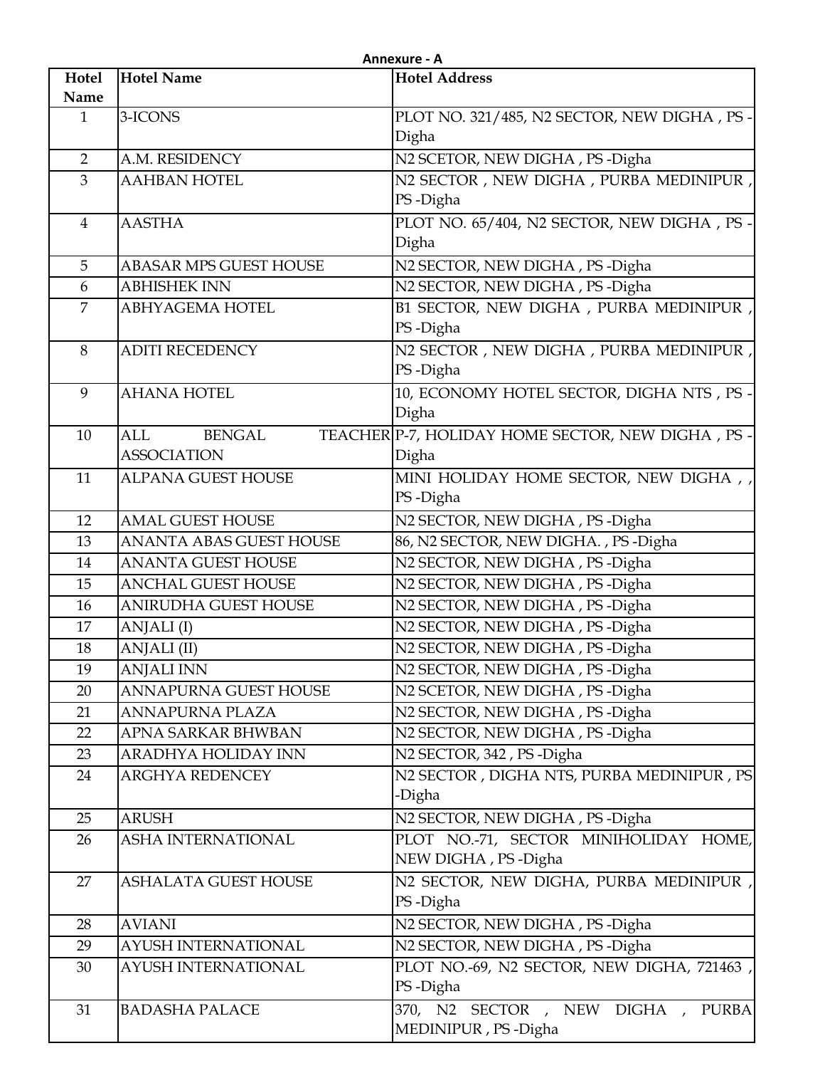**Annexure - A**

| Hotel Name | Hotel Name | Hotel Address |
|---|---|---|
| 1 | 3-ICONS | PLOT NO. 321/485, N2 SECTOR, NEW DIGHA , PS -Digha |
| 2 | A.M. RESIDENCY | N2 SCETOR, NEW DIGHA , PS -Digha |
| 3 | AAHBAN HOTEL | N2 SECTOR , NEW DIGHA , PURBA MEDINIPUR , PS -Digha |
| 4 | AASTHA | PLOT NO. 65/404, N2 SECTOR, NEW DIGHA , PS -Digha |
| 5 | ABASAR MPS GUEST HOUSE | N2 SECTOR, NEW DIGHA , PS -Digha |
| 6 | ABHISHEK INN | N2 SECTOR, NEW DIGHA , PS -Digha |
| 7 | ABHYAGEMA HOTEL | B1 SECTOR, NEW DIGHA , PURBA MEDINIPUR , PS -Digha |
| 8 | ADITI RECEDENCY | N2 SECTOR , NEW DIGHA , PURBA MEDINIPUR , PS -Digha |
| 9 | AHANA HOTEL | 10, ECONOMY HOTEL SECTOR, DIGHA NTS , PS -Digha |
| 10 | ALL BENGAL TEACHER ASSOCIATION | P-7, HOLIDAY HOME SECTOR, NEW DIGHA , PS -Digha |
| 11 | ALPANA GUEST HOUSE | MINI HOLIDAY HOME SECTOR, NEW DIGHA , , PS -Digha |
| 12 | AMAL GUEST HOUSE | N2 SECTOR, NEW DIGHA , PS -Digha |
| 13 | ANANTA ABAS GUEST HOUSE | 86, N2 SECTOR, NEW DIGHA. , PS -Digha |
| 14 | ANANTA GUEST HOUSE | N2 SECTOR, NEW DIGHA , PS -Digha |
| 15 | ANCHAL GUEST HOUSE | N2 SECTOR, NEW DIGHA , PS -Digha |
| 16 | ANIRUDHA GUEST HOUSE | N2 SECTOR, NEW DIGHA , PS -Digha |
| 17 | ANJALI (I) | N2 SECTOR, NEW DIGHA , PS -Digha |
| 18 | ANJALI (II) | N2 SECTOR, NEW DIGHA , PS -Digha |
| 19 | ANJALI INN | N2 SECTOR, NEW DIGHA , PS -Digha |
| 20 | ANNAPURNA GUEST HOUSE | N2 SCETOR, NEW DIGHA , PS -Digha |
| 21 | ANNAPURNA PLAZA | N2 SECTOR, NEW DIGHA , PS -Digha |
| 22 | APNA SARKAR BHWBAN | N2 SECTOR, NEW DIGHA , PS -Digha |
| 23 | ARADHYA HOLIDAY INN | N2 SECTOR, 342 , PS -Digha |
| 24 | ARGHYA REDENCEY | N2 SECTOR , DIGHA NTS, PURBA MEDINIPUR , PS -Digha |
| 25 | ARUSH | N2 SECTOR, NEW DIGHA , PS -Digha |
| 26 | ASHA INTERNATIONAL | PLOT NO.-71, SECTOR MINIHOLIDAY HOME, NEW DIGHA , PS -Digha |
| 27 | ASHALATA GUEST HOUSE | N2 SECTOR, NEW DIGHA, PURBA MEDINIPUR , PS -Digha |
| 28 | AVIANI | N2 SECTOR, NEW DIGHA , PS -Digha |
| 29 | AYUSH INTERNATIONAL | N2 SECTOR, NEW DIGHA , PS -Digha |
| 30 | AYUSH INTERNATIONAL | PLOT NO.-69, N2 SECTOR, NEW DIGHA, 721463 , PS -Digha |
| 31 | BADASHA PALACE | 370, N2 SECTOR , NEW DIGHA , PURBA MEDINIPUR , PS -Digha |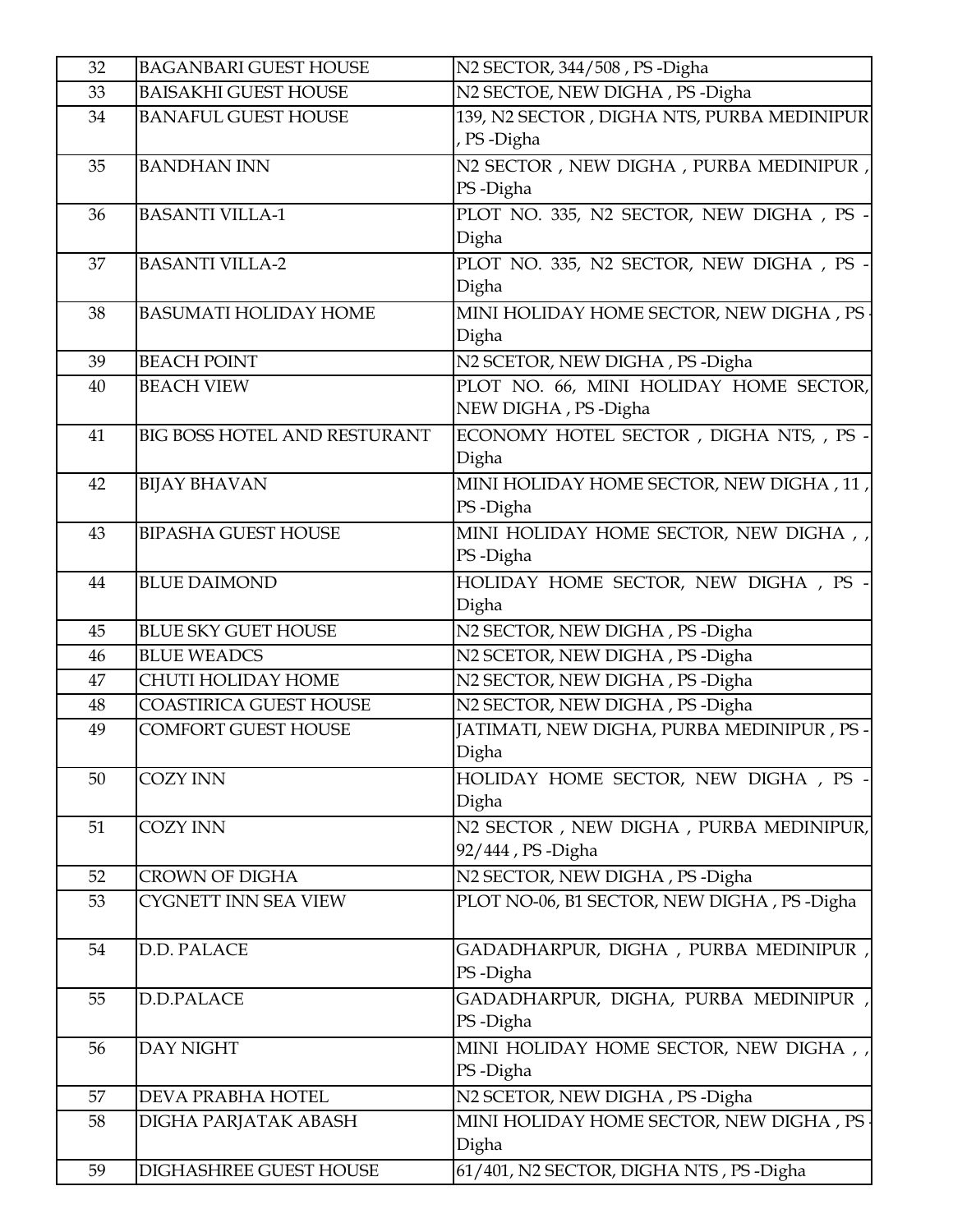| 32 | BAGANBARI GUEST HOUSE | N2 SECTOR, 344/508 , PS -Digha |
|---|---|---|
| 33 | BAISAKHI GUEST HOUSE | N2 SECTOE, NEW DIGHA , PS -Digha |
| 34 | BANAFUL GUEST HOUSE | 139, N2 SECTOR , DIGHA NTS, PURBA MEDINIPUR , PS -Digha |
| 35 | BANDHAN INN | N2 SECTOR , NEW DIGHA , PURBA MEDINIPUR , PS -Digha |
| 36 | BASANTI VILLA-1 | PLOT NO. 335, N2 SECTOR, NEW DIGHA , PS -Digha |
| 37 | BASANTI VILLA-2 | PLOT NO. 335, N2 SECTOR, NEW DIGHA , PS -Digha |
| 38 | BASUMATI HOLIDAY HOME | MINI HOLIDAY HOME SECTOR, NEW DIGHA , PS -Digha |
| 39 | BEACH POINT | N2 SCETOR, NEW DIGHA , PS -Digha |
| 40 | BEACH VIEW | PLOT NO. 66, MINI HOLIDAY HOME SECTOR, NEW DIGHA , PS -Digha |
| 41 | BIG BOSS HOTEL AND RESTURANT | ECONOMY HOTEL SECTOR , DIGHA NTS, , PS -Digha |
| 42 | BIJAY BHAVAN | MINI HOLIDAY HOME SECTOR, NEW DIGHA , 11 , PS -Digha |
| 43 | BIPASHA GUEST HOUSE | MINI HOLIDAY HOME SECTOR, NEW DIGHA , , PS -Digha |
| 44 | BLUE DAIMOND | HOLIDAY HOME SECTOR, NEW DIGHA , PS -Digha |
| 45 | BLUE SKY GUET HOUSE | N2 SECTOR, NEW DIGHA , PS -Digha |
| 46 | BLUE WEADCS | N2 SCETOR, NEW DIGHA , PS -Digha |
| 47 | CHUTI HOLIDAY HOME | N2 SECTOR, NEW DIGHA , PS -Digha |
| 48 | COASTIRICA GUEST HOUSE | N2 SECTOR, NEW DIGHA , PS -Digha |
| 49 | COMFORT GUEST HOUSE | JATIMATI, NEW DIGHA, PURBA MEDINIPUR , PS -Digha |
| 50 | COZY INN | HOLIDAY HOME SECTOR, NEW DIGHA , PS -Digha |
| 51 | COZY INN | N2 SECTOR , NEW DIGHA , PURBA MEDINIPUR, 92/444 , PS -Digha |
| 52 | CROWN OF DIGHA | N2 SECTOR, NEW DIGHA , PS -Digha |
| 53 | CYGNETT INN SEA VIEW | PLOT NO-06, B1 SECTOR, NEW DIGHA , PS -Digha |
| 54 | D.D. PALACE | GADADHARPUR, DIGHA , PURBA MEDINIPUR , PS -Digha |
| 55 | D.D.PALACE | GADADHARPUR, DIGHA, PURBA MEDINIPUR , PS -Digha |
| 56 | DAY NIGHT | MINI HOLIDAY HOME SECTOR, NEW DIGHA , , PS -Digha |
| 57 | DEVA PRABHA HOTEL | N2 SCETOR, NEW DIGHA , PS -Digha |
| 58 | DIGHA PARJATAK ABASH | MINI HOLIDAY HOME SECTOR, NEW DIGHA , PS -Digha |
| 59 | DIGHASHREE GUEST HOUSE | 61/401, N2 SECTOR, DIGHA NTS , PS -Digha |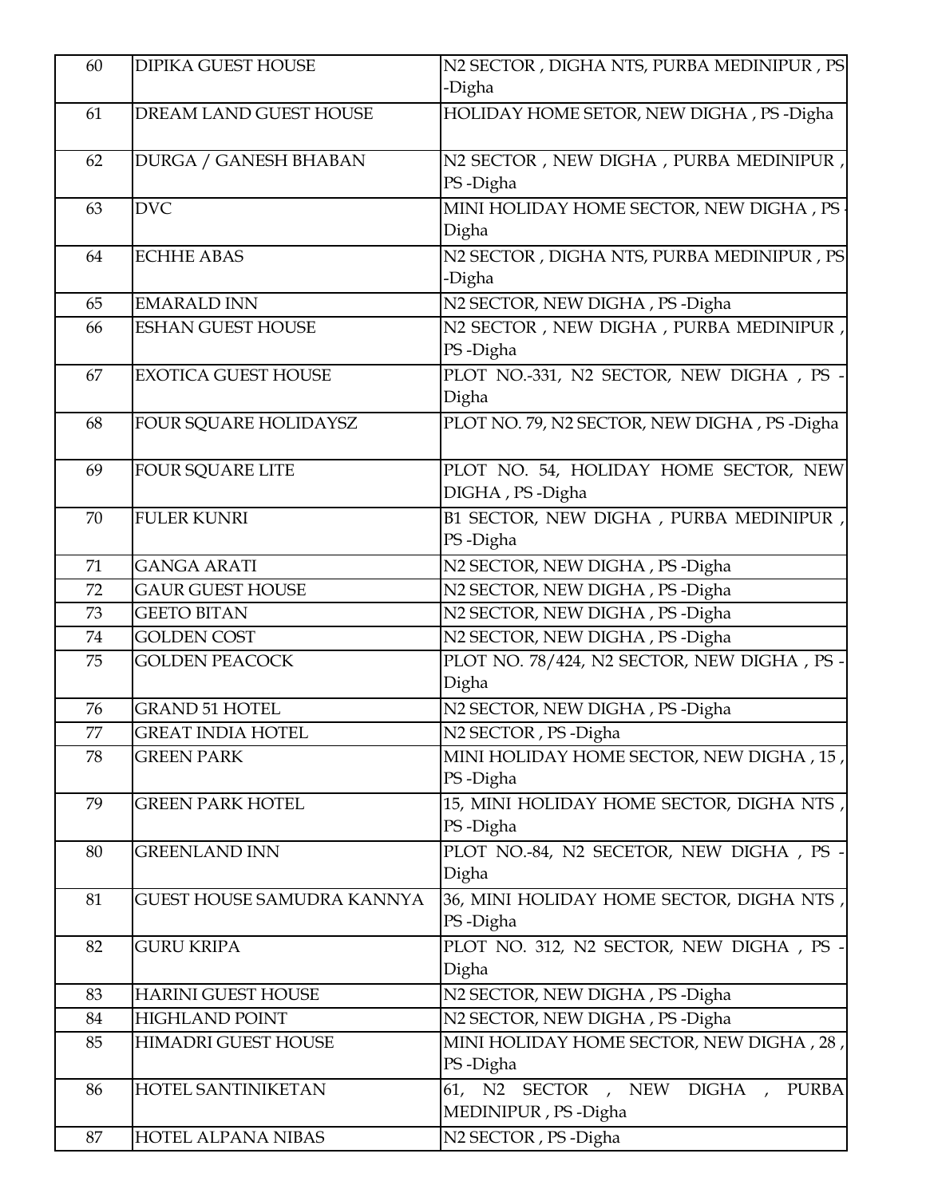| 60 | DIPIKA GUEST HOUSE | N2 SECTOR , DIGHA NTS, PURBA MEDINIPUR , PS -Digha |
|---|---|---|
| 61 | DREAM LAND GUEST HOUSE | HOLIDAY HOME SETOR, NEW DIGHA , PS -Digha |
| 62 | DURGA / GANESH BHABAN | N2 SECTOR , NEW DIGHA , PURBA MEDINIPUR , PS -Digha |
| 63 | DVC | MINI HOLIDAY HOME SECTOR, NEW DIGHA , PS -Digha |
| 64 | ECHHE ABAS | N2 SECTOR , DIGHA NTS, PURBA MEDINIPUR , PS -Digha |
| 65 | EMARALD INN | N2 SECTOR, NEW DIGHA , PS -Digha |
| 66 | ESHAN GUEST HOUSE | N2 SECTOR , NEW DIGHA , PURBA MEDINIPUR , PS -Digha |
| 67 | EXOTICA GUEST HOUSE | PLOT NO.-331, N2 SECTOR, NEW DIGHA , PS -Digha |
| 68 | FOUR SQUARE HOLIDAYSZ | PLOT NO. 79, N2 SECTOR, NEW DIGHA , PS -Digha |
| 69 | FOUR SQUARE LITE | PLOT NO. 54, HOLIDAY HOME SECTOR, NEW DIGHA , PS -Digha |
| 70 | FULER KUNRI | B1 SECTOR, NEW DIGHA , PURBA MEDINIPUR , PS -Digha |
| 71 | GANGA ARATI | N2 SECTOR, NEW DIGHA , PS -Digha |
| 72 | GAUR GUEST HOUSE | N2 SECTOR, NEW DIGHA , PS -Digha |
| 73 | GEETO BITAN | N2 SECTOR, NEW DIGHA , PS -Digha |
| 74 | GOLDEN COST | N2 SECTOR, NEW DIGHA , PS -Digha |
| 75 | GOLDEN PEACOCK | PLOT NO. 78/424, N2 SECTOR, NEW DIGHA , PS -Digha |
| 76 | GRAND 51 HOTEL | N2 SECTOR, NEW DIGHA , PS -Digha |
| 77 | GREAT INDIA HOTEL | N2 SECTOR , PS -Digha |
| 78 | GREEN PARK | MINI HOLIDAY HOME SECTOR, NEW DIGHA , 15 , PS -Digha |
| 79 | GREEN PARK HOTEL | 15, MINI HOLIDAY HOME SECTOR, DIGHA NTS , PS -Digha |
| 80 | GREENLAND INN | PLOT NO.-84, N2 SECETOR, NEW DIGHA , PS -Digha |
| 81 | GUEST HOUSE SAMUDRA KANNYA | 36, MINI HOLIDAY HOME SECTOR, DIGHA NTS , PS -Digha |
| 82 | GURU KRIPA | PLOT NO. 312, N2 SECTOR, NEW DIGHA , PS -Digha |
| 83 | HARINI GUEST HOUSE | N2 SECTOR, NEW DIGHA , PS -Digha |
| 84 | HIGHLAND POINT | N2 SECTOR, NEW DIGHA , PS -Digha |
| 85 | HIMADRI GUEST HOUSE | MINI HOLIDAY HOME SECTOR, NEW DIGHA , 28 , PS -Digha |
| 86 | HOTEL SANTINIKETAN | 61, N2 SECTOR , NEW DIGHA , PURBA MEDINIPUR , PS -Digha |
| 87 | HOTEL ALPANA NIBAS | N2 SECTOR , PS -Digha |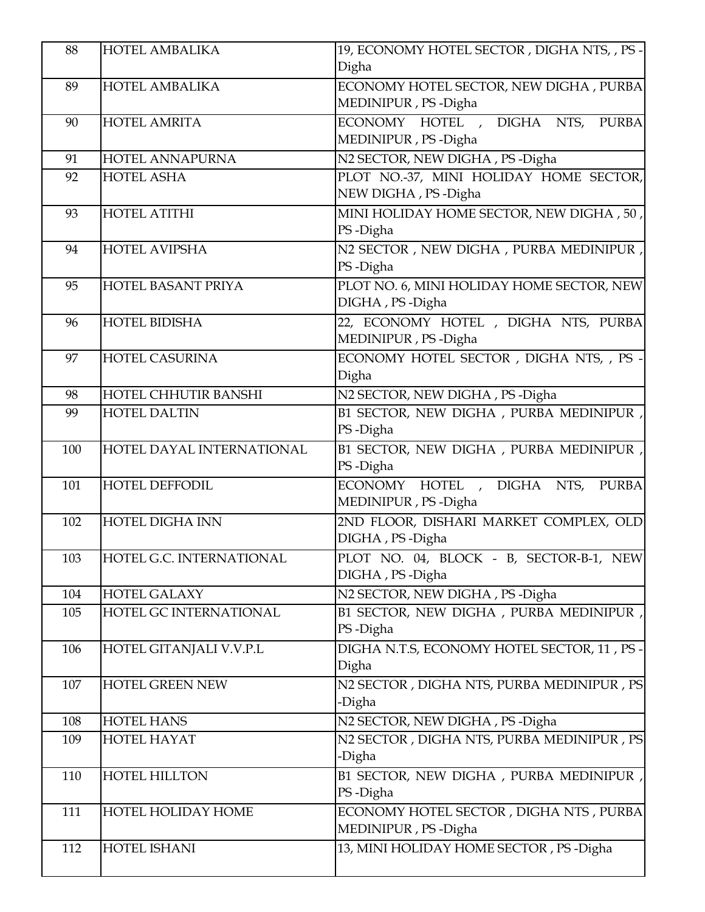| 88 | HOTEL AMBALIKA | 19, ECONOMY HOTEL SECTOR , DIGHA NTS, , PS -Digha |
|---|---|---|
| 89 | HOTEL AMBALIKA | ECONOMY HOTEL SECTOR, NEW DIGHA , PURBA MEDINIPUR , PS -Digha |
| 90 | HOTEL AMRITA | ECONOMY HOTEL , DIGHA NTS, PURBA MEDINIPUR , PS -Digha |
| 91 | HOTEL ANNAPURNA | N2 SECTOR, NEW DIGHA , PS -Digha |
| 92 | HOTEL ASHA | PLOT NO.-37, MINI HOLIDAY HOME SECTOR, NEW DIGHA , PS -Digha |
| 93 | HOTEL ATITHI | MINI HOLIDAY HOME SECTOR, NEW DIGHA , 50 , PS -Digha |
| 94 | HOTEL AVIPSHA | N2 SECTOR , NEW DIGHA , PURBA MEDINIPUR , PS -Digha |
| 95 | HOTEL BASANT PRIYA | PLOT NO. 6, MINI HOLIDAY HOME SECTOR, NEW DIGHA , PS -Digha |
| 96 | HOTEL BIDISHA | 22, ECONOMY HOTEL , DIGHA NTS, PURBA MEDINIPUR , PS -Digha |
| 97 | HOTEL CASURINA | ECONOMY HOTEL SECTOR , DIGHA NTS, , PS -Digha |
| 98 | HOTEL CHHUTIR BANSHI | N2 SECTOR, NEW DIGHA , PS -Digha |
| 99 | HOTEL DALTIN | B1 SECTOR, NEW DIGHA , PURBA MEDINIPUR , PS -Digha |
| 100 | HOTEL DAYAL INTERNATIONAL | B1 SECTOR, NEW DIGHA , PURBA MEDINIPUR , PS -Digha |
| 101 | HOTEL DEFFODIL | ECONOMY HOTEL , DIGHA NTS, PURBA MEDINIPUR , PS -Digha |
| 102 | HOTEL DIGHA INN | 2ND FLOOR, DISHARI MARKET COMPLEX, OLD DIGHA , PS -Digha |
| 103 | HOTEL G.C. INTERNATIONAL | PLOT NO. 04, BLOCK - B, SECTOR-B-1, NEW DIGHA , PS -Digha |
| 104 | HOTEL GALAXY | N2 SECTOR, NEW DIGHA , PS -Digha |
| 105 | HOTEL GC INTERNATIONAL | B1 SECTOR, NEW DIGHA , PURBA MEDINIPUR , PS -Digha |
| 106 | HOTEL GITANJALI V.V.P.L | DIGHA N.T.S, ECONOMY HOTEL SECTOR, 11 , PS -Digha |
| 107 | HOTEL GREEN NEW | N2 SECTOR , DIGHA NTS, PURBA MEDINIPUR , PS -Digha |
| 108 | HOTEL HANS | N2 SECTOR, NEW DIGHA , PS -Digha |
| 109 | HOTEL HAYAT | N2 SECTOR , DIGHA NTS, PURBA MEDINIPUR , PS -Digha |
| 110 | HOTEL HILLTON | B1 SECTOR, NEW DIGHA , PURBA MEDINIPUR , PS -Digha |
| 111 | HOTEL HOLIDAY HOME | ECONOMY HOTEL SECTOR , DIGHA NTS , PURBA MEDINIPUR , PS -Digha |
| 112 | HOTEL ISHANI | 13, MINI HOLIDAY HOME SECTOR , PS -Digha |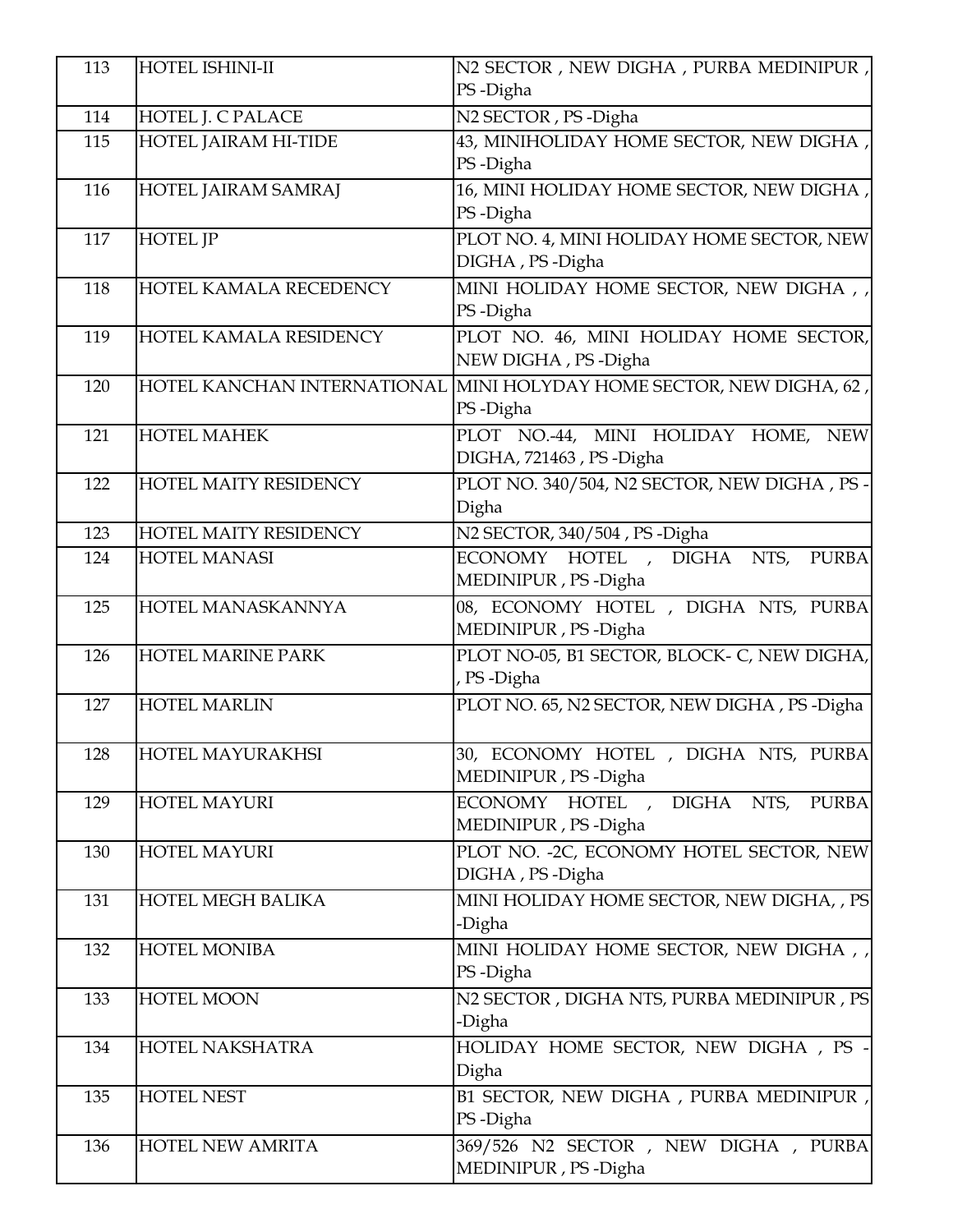| 113 | HOTEL ISHINI-II | N2 SECTOR , NEW DIGHA , PURBA MEDINIPUR , PS -Digha |
|---|---|---|
| 114 | HOTEL J. C PALACE | N2 SECTOR , PS -Digha |
| 115 | HOTEL JAIRAM HI-TIDE | 43, MINIHOLIDAY HOME SECTOR, NEW DIGHA , PS -Digha |
| 116 | HOTEL JAIRAM SAMRAJ | 16, MINI HOLIDAY HOME SECTOR, NEW DIGHA , PS -Digha |
| 117 | HOTEL JP | PLOT NO. 4, MINI HOLIDAY HOME SECTOR, NEW DIGHA , PS -Digha |
| 118 | HOTEL KAMALA RECEDENCY | MINI HOLIDAY HOME SECTOR, NEW DIGHA , , PS -Digha |
| 119 | HOTEL KAMALA RESIDENCY | PLOT NO. 46, MINI HOLIDAY HOME SECTOR, NEW DIGHA , PS -Digha |
| 120 | HOTEL KANCHAN INTERNATIONAL | MINI HOLYDAY HOME SECTOR, NEW DIGHA, 62 , PS -Digha |
| 121 | HOTEL MAHEK | PLOT NO.-44, MINI HOLIDAY HOME, NEW DIGHA, 721463 , PS -Digha |
| 122 | HOTEL MAITY RESIDENCY | PLOT NO. 340/504, N2 SECTOR, NEW DIGHA , PS -Digha |
| 123 | HOTEL MAITY RESIDENCY | N2 SECTOR, 340/504 , PS -Digha |
| 124 | HOTEL MANASI | ECONOMY HOTEL , DIGHA NTS, PURBA MEDINIPUR , PS -Digha |
| 125 | HOTEL MANASKANNYA | 08, ECONOMY HOTEL , DIGHA NTS, PURBA MEDINIPUR , PS -Digha |
| 126 | HOTEL MARINE PARK | PLOT NO-05, B1 SECTOR, BLOCK- C, NEW DIGHA, , PS -Digha |
| 127 | HOTEL MARLIN | PLOT NO. 65, N2 SECTOR, NEW DIGHA , PS -Digha |
| 128 | HOTEL MAYURAKHSI | 30, ECONOMY HOTEL , DIGHA NTS, PURBA MEDINIPUR , PS -Digha |
| 129 | HOTEL MAYURI | ECONOMY HOTEL , DIGHA NTS, PURBA MEDINIPUR , PS -Digha |
| 130 | HOTEL MAYURI | PLOT NO. -2C, ECONOMY HOTEL SECTOR, NEW DIGHA , PS -Digha |
| 131 | HOTEL MEGH BALIKA | MINI HOLIDAY HOME SECTOR, NEW DIGHA, , PS -Digha |
| 132 | HOTEL MONIBA | MINI HOLIDAY HOME SECTOR, NEW DIGHA , , PS -Digha |
| 133 | HOTEL MOON | N2 SECTOR , DIGHA NTS, PURBA MEDINIPUR , PS -Digha |
| 134 | HOTEL NAKSHATRA | HOLIDAY HOME SECTOR, NEW DIGHA , PS -Digha |
| 135 | HOTEL NEST | B1 SECTOR, NEW DIGHA , PURBA MEDINIPUR , PS -Digha |
| 136 | HOTEL NEW AMRITA | 369/526 N2 SECTOR , NEW DIGHA , PURBA MEDINIPUR , PS -Digha |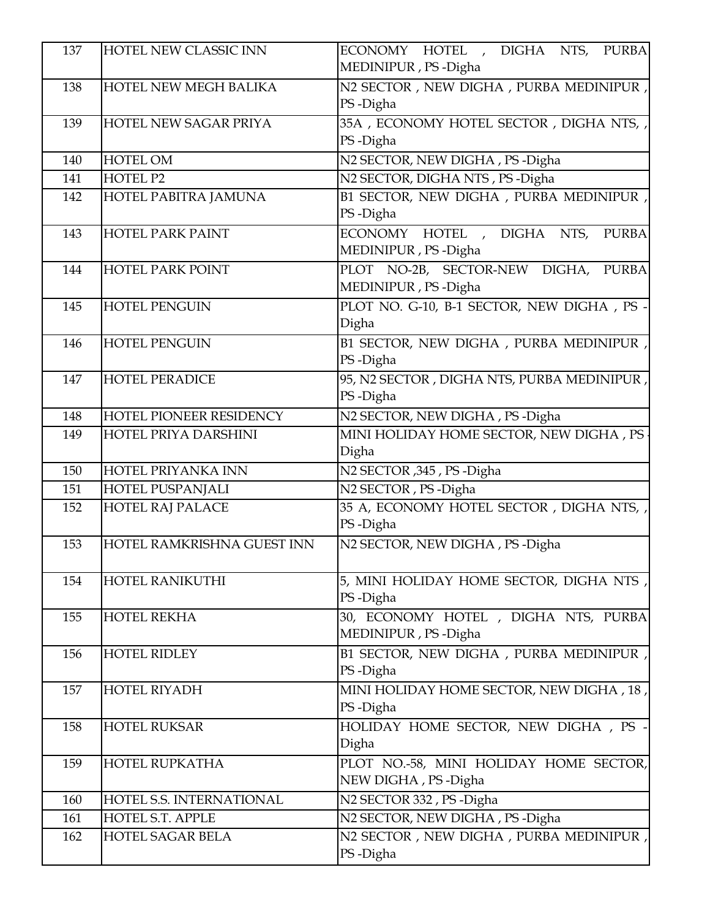| 137 | HOTEL NEW CLASSIC INN | ECONOMY HOTEL , DIGHA NTS, PURBA MEDINIPUR , PS -Digha |
|---|---|---|
| 138 | HOTEL NEW MEGH BALIKA | N2 SECTOR , NEW DIGHA , PURBA MEDINIPUR , PS -Digha |
| 139 | HOTEL NEW SAGAR PRIYA | 35A , ECONOMY HOTEL SECTOR , DIGHA NTS, , PS -Digha |
| 140 | HOTEL OM | N2 SECTOR, NEW DIGHA , PS -Digha |
| 141 | HOTEL P2 | N2 SECTOR, DIGHA NTS , PS -Digha |
| 142 | HOTEL PABITRA JAMUNA | B1 SECTOR, NEW DIGHA , PURBA MEDINIPUR , PS -Digha |
| 143 | HOTEL PARK PAINT | ECONOMY HOTEL , DIGHA NTS, PURBA MEDINIPUR , PS -Digha |
| 144 | HOTEL PARK POINT | PLOT NO-2B, SECTOR-NEW DIGHA, PURBA MEDINIPUR , PS -Digha |
| 145 | HOTEL PENGUIN | PLOT NO. G-10, B-1 SECTOR, NEW DIGHA , PS -Digha |
| 146 | HOTEL PENGUIN | B1 SECTOR, NEW DIGHA , PURBA MEDINIPUR , PS -Digha |
| 147 | HOTEL PERADICE | 95, N2 SECTOR , DIGHA NTS, PURBA MEDINIPUR , PS -Digha |
| 148 | HOTEL PIONEER RESIDENCY | N2 SECTOR, NEW DIGHA , PS -Digha |
| 149 | HOTEL PRIYA DARSHINI | MINI HOLIDAY HOME SECTOR, NEW DIGHA , PS -Digha |
| 150 | HOTEL PRIYANKA INN | N2 SECTOR ,345 , PS -Digha |
| 151 | HOTEL PUSPANJALI | N2 SECTOR , PS -Digha |
| 152 | HOTEL RAJ PALACE | 35 A, ECONOMY HOTEL SECTOR , DIGHA NTS, , PS -Digha |
| 153 | HOTEL RAMKRISHNA GUEST INN | N2 SECTOR, NEW DIGHA , PS -Digha |
| 154 | HOTEL RANIKUTHI | 5, MINI HOLIDAY HOME SECTOR, DIGHA NTS , PS -Digha |
| 155 | HOTEL REKHA | 30, ECONOMY HOTEL , DIGHA NTS, PURBA MEDINIPUR , PS -Digha |
| 156 | HOTEL RIDLEY | B1 SECTOR, NEW DIGHA , PURBA MEDINIPUR , PS -Digha |
| 157 | HOTEL RIYADH | MINI HOLIDAY HOME SECTOR, NEW DIGHA , 18 , PS -Digha |
| 158 | HOTEL RUKSAR | HOLIDAY HOME SECTOR, NEW DIGHA , PS -Digha |
| 159 | HOTEL RUPKATHA | PLOT NO.-58, MINI HOLIDAY HOME SECTOR, NEW DIGHA , PS -Digha |
| 160 | HOTEL S.S. INTERNATIONAL | N2 SECTOR 332 , PS -Digha |
| 161 | HOTEL S.T. APPLE | N2 SECTOR, NEW DIGHA , PS -Digha |
| 162 | HOTEL SAGAR BELA | N2 SECTOR , NEW DIGHA , PURBA MEDINIPUR , PS -Digha |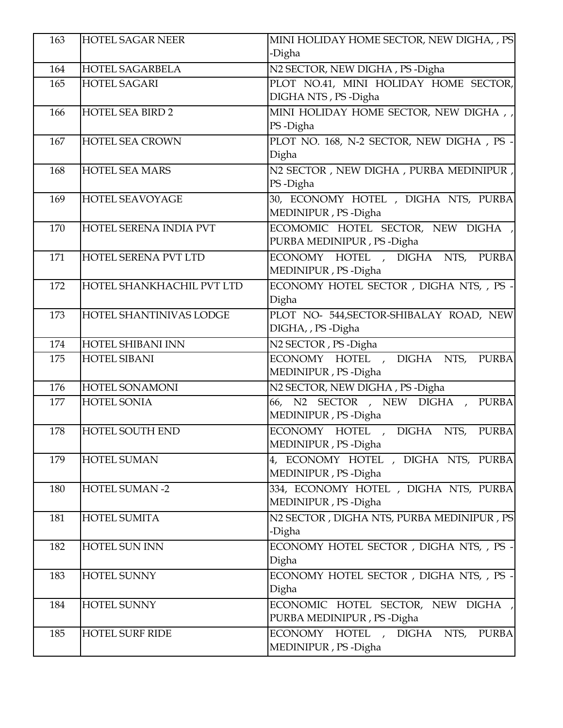| 163 | HOTEL SAGAR NEER | MINI HOLIDAY HOME SECTOR, NEW DIGHA, , PS -Digha |
|---|---|---|
| 164 | HOTEL SAGARBELA | N2 SECTOR, NEW DIGHA , PS -Digha |
| 165 | HOTEL SAGARI | PLOT NO.41, MINI HOLIDAY HOME SECTOR, DIGHA NTS , PS -Digha |
| 166 | HOTEL SEA BIRD 2 | MINI HOLIDAY HOME SECTOR, NEW DIGHA , , PS -Digha |
| 167 | HOTEL SEA CROWN | PLOT NO. 168, N-2 SECTOR, NEW DIGHA , PS -Digha |
| 168 | HOTEL SEA MARS | N2 SECTOR , NEW DIGHA , PURBA MEDINIPUR , PS -Digha |
| 169 | HOTEL SEAVOYAGE | 30, ECONOMY HOTEL , DIGHA NTS, PURBA MEDINIPUR , PS -Digha |
| 170 | HOTEL SERENA INDIA PVT | ECOMOMIC HOTEL SECTOR, NEW DIGHA , PURBA MEDINIPUR , PS -Digha |
| 171 | HOTEL SERENA PVT LTD | ECONOMY HOTEL , DIGHA NTS, PURBA MEDINIPUR , PS -Digha |
| 172 | HOTEL SHANKHACHIL PVT LTD | ECONOMY HOTEL SECTOR , DIGHA NTS, , PS -Digha |
| 173 | HOTEL SHANTINIVAS LODGE | PLOT NO- 544,SECTOR-SHIBALAY ROAD, NEW DIGHA, , PS -Digha |
| 174 | HOTEL SHIBANI INN | N2 SECTOR , PS -Digha |
| 175 | HOTEL SIBANI | ECONOMY HOTEL , DIGHA NTS, PURBA MEDINIPUR , PS -Digha |
| 176 | HOTEL SONAMONI | N2 SECTOR, NEW DIGHA , PS -Digha |
| 177 | HOTEL SONIA | 66, N2 SECTOR , NEW DIGHA , PURBA MEDINIPUR , PS -Digha |
| 178 | HOTEL SOUTH END | ECONOMY HOTEL , DIGHA NTS, PURBA MEDINIPUR , PS -Digha |
| 179 | HOTEL SUMAN | 4, ECONOMY HOTEL , DIGHA NTS, PURBA MEDINIPUR , PS -Digha |
| 180 | HOTEL SUMAN -2 | 334, ECONOMY HOTEL , DIGHA NTS, PURBA MEDINIPUR , PS -Digha |
| 181 | HOTEL SUMITA | N2 SECTOR , DIGHA NTS, PURBA MEDINIPUR , PS -Digha |
| 182 | HOTEL SUN INN | ECONOMY HOTEL SECTOR , DIGHA NTS, , PS -Digha |
| 183 | HOTEL SUNNY | ECONOMY HOTEL SECTOR , DIGHA NTS, , PS -Digha |
| 184 | HOTEL SUNNY | ECONOMIC HOTEL SECTOR, NEW DIGHA , PURBA MEDINIPUR , PS -Digha |
| 185 | HOTEL SURF RIDE | ECONOMY HOTEL , DIGHA NTS, PURBA MEDINIPUR , PS -Digha |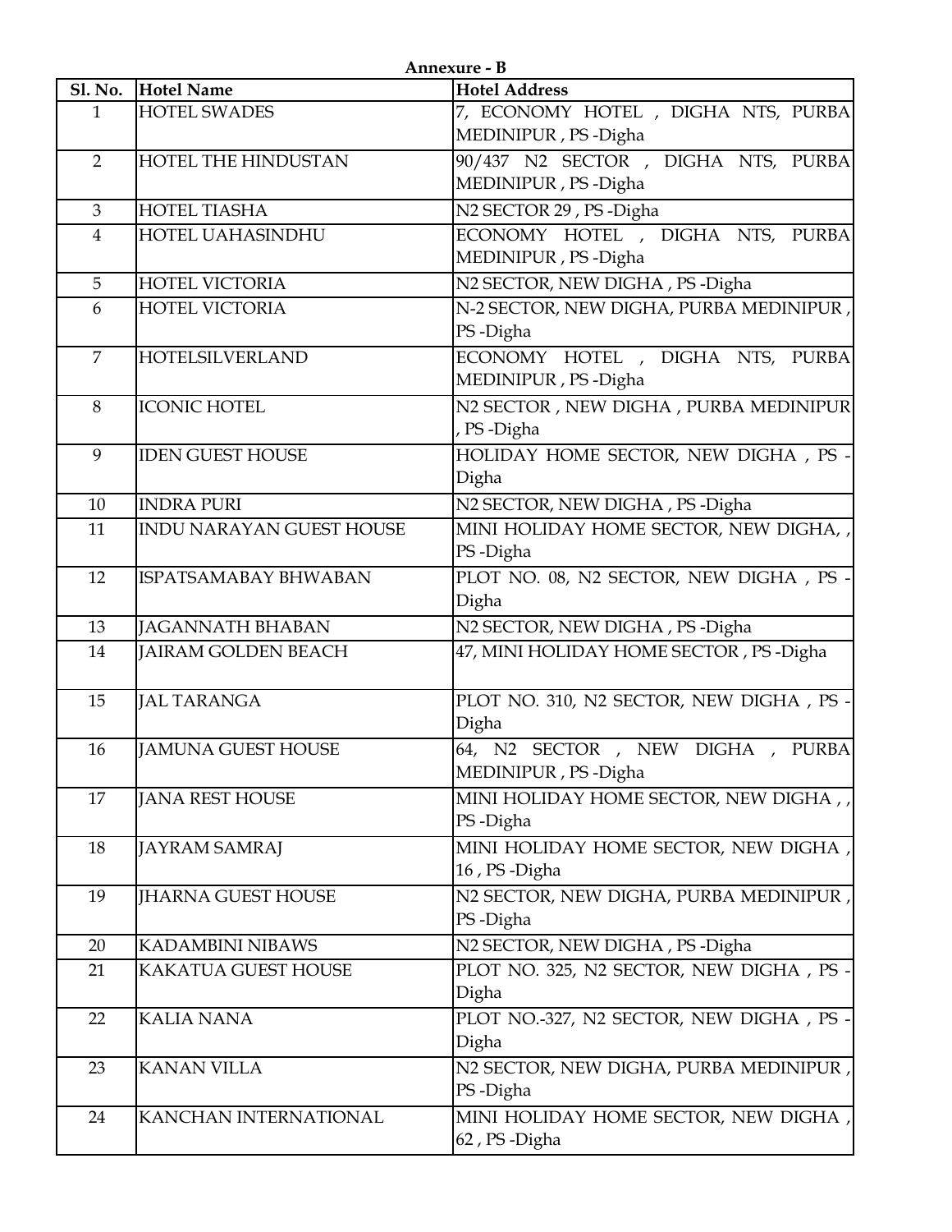**Annexure - B**

| Sl. No. | Hotel Name | Hotel Address |
|---|---|---|
| 1 | HOTEL SWADES | 7, ECONOMY HOTEL , DIGHA NTS, PURBA MEDINIPUR , PS -Digha |
| 2 | HOTEL THE HINDUSTAN | 90/437 N2 SECTOR , DIGHA NTS, PURBA MEDINIPUR , PS -Digha |
| 3 | HOTEL TIASHA | N2 SECTOR 29 , PS -Digha |
| 4 | HOTEL UAHASINDHU | ECONOMY HOTEL , DIGHA NTS, PURBA MEDINIPUR , PS -Digha |
| 5 | HOTEL VICTORIA | N2 SECTOR, NEW DIGHA , PS -Digha |
| 6 | HOTEL VICTORIA | N-2 SECTOR, NEW DIGHA, PURBA MEDINIPUR , PS -Digha |
| 7 | HOTELSILVERLAND | ECONOMY HOTEL , DIGHA NTS, PURBA MEDINIPUR , PS -Digha |
| 8 | ICONIC HOTEL | N2 SECTOR , NEW DIGHA , PURBA MEDINIPUR , PS -Digha |
| 9 | IDEN GUEST HOUSE | HOLIDAY HOME SECTOR, NEW DIGHA , PS -Digha |
| 10 | INDRA PURI | N2 SECTOR, NEW DIGHA , PS -Digha |
| 11 | INDU NARAYAN GUEST HOUSE | MINI HOLIDAY HOME SECTOR, NEW DIGHA, , PS -Digha |
| 12 | ISPATSAMABAY BHWABAN | PLOT NO. 08, N2 SECTOR, NEW DIGHA , PS -Digha |
| 13 | JAGANNATH BHABAN | N2 SECTOR, NEW DIGHA , PS -Digha |
| 14 | JAIRAM GOLDEN BEACH | 47, MINI HOLIDAY HOME SECTOR , PS -Digha |
| 15 | JAL TARANGA | PLOT NO. 310, N2 SECTOR, NEW DIGHA , PS -Digha |
| 16 | JAMUNA GUEST HOUSE | 64, N2 SECTOR , NEW DIGHA , PURBA MEDINIPUR , PS -Digha |
| 17 | JANA REST HOUSE | MINI HOLIDAY HOME SECTOR, NEW DIGHA , , PS -Digha |
| 18 | JAYRAM SAMRAJ | MINI HOLIDAY HOME SECTOR, NEW DIGHA , 16 , PS -Digha |
| 19 | JHARNA GUEST HOUSE | N2 SECTOR, NEW DIGHA, PURBA MEDINIPUR , PS -Digha |
| 20 | KADAMBINI NIBAWS | N2 SECTOR, NEW DIGHA , PS -Digha |
| 21 | KAKATUA GUEST HOUSE | PLOT NO. 325, N2 SECTOR, NEW DIGHA , PS -Digha |
| 22 | KALIA NANA | PLOT NO.-327, N2 SECTOR, NEW DIGHA , PS -Digha |
| 23 | KANAN VILLA | N2 SECTOR, NEW DIGHA, PURBA MEDINIPUR , PS -Digha |
| 24 | KANCHAN INTERNATIONAL | MINI HOLIDAY HOME SECTOR, NEW DIGHA , 62 , PS -Digha |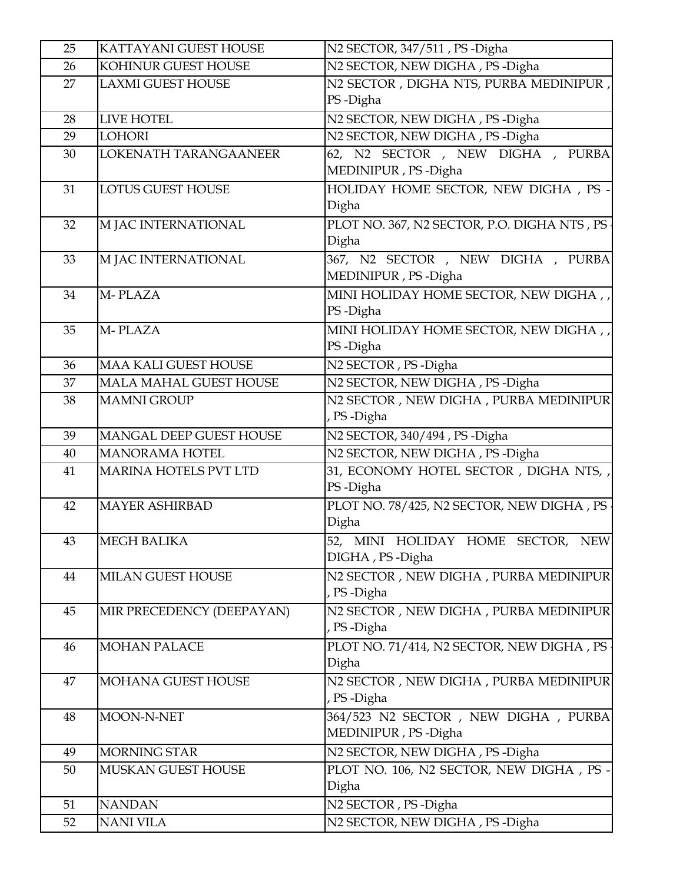| 25 | KATTAYANI GUEST HOUSE | N2 SECTOR, 347/511 , PS -Digha |
|---|---|---|
| 26 | KOHINUR GUEST HOUSE | N2 SECTOR, NEW DIGHA , PS -Digha |
| 27 | LAXMI GUEST HOUSE | N2 SECTOR , DIGHA NTS, PURBA MEDINIPUR , PS -Digha |
| 28 | LIVE HOTEL | N2 SECTOR, NEW DIGHA , PS -Digha |
| 29 | LOHORI | N2 SECTOR, NEW DIGHA , PS -Digha |
| 30 | LOKENATH TARANGAANEER | 62, N2 SECTOR , NEW DIGHA , PURBA MEDINIPUR , PS -Digha |
| 31 | LOTUS GUEST HOUSE | HOLIDAY HOME SECTOR, NEW DIGHA , PS -Digha |
| 32 | M JAC INTERNATIONAL | PLOT NO. 367, N2 SECTOR, P.O. DIGHA NTS , PS -Digha |
| 33 | M JAC INTERNATIONAL | 367, N2 SECTOR , NEW DIGHA , PURBA MEDINIPUR , PS -Digha |
| 34 | M- PLAZA | MINI HOLIDAY HOME SECTOR, NEW DIGHA , , PS -Digha |
| 35 | M- PLAZA | MINI HOLIDAY HOME SECTOR, NEW DIGHA , , PS -Digha |
| 36 | MAA KALI GUEST HOUSE | N2 SECTOR , PS -Digha |
| 37 | MALA MAHAL GUEST HOUSE | N2 SECTOR, NEW DIGHA , PS -Digha |
| 38 | MAMNI GROUP | N2 SECTOR , NEW DIGHA , PURBA MEDINIPUR , PS -Digha |
| 39 | MANGAL DEEP GUEST HOUSE | N2 SECTOR, 340/494 , PS -Digha |
| 40 | MANORAMA HOTEL | N2 SECTOR, NEW DIGHA , PS -Digha |
| 41 | MARINA HOTELS PVT LTD | 31, ECONOMY HOTEL SECTOR , DIGHA NTS, , PS -Digha |
| 42 | MAYER ASHIRBAD | PLOT NO. 78/425, N2 SECTOR, NEW DIGHA , PS -Digha |
| 43 | MEGH BALIKA | 52, MINI HOLIDAY HOME SECTOR, NEW DIGHA , PS -Digha |
| 44 | MILAN GUEST HOUSE | N2 SECTOR , NEW DIGHA , PURBA MEDINIPUR , PS -Digha |
| 45 | MIR PRECEDENCY (DEEPAYAN) | N2 SECTOR , NEW DIGHA , PURBA MEDINIPUR , PS -Digha |
| 46 | MOHAN PALACE | PLOT NO. 71/414, N2 SECTOR, NEW DIGHA , PS -Digha |
| 47 | MOHANA GUEST HOUSE | N2 SECTOR , NEW DIGHA , PURBA MEDINIPUR , PS -Digha |
| 48 | MOON-N-NET | 364/523 N2 SECTOR , NEW DIGHA , PURBA MEDINIPUR , PS -Digha |
| 49 | MORNING STAR | N2 SECTOR, NEW DIGHA , PS -Digha |
| 50 | MUSKAN GUEST HOUSE | PLOT NO. 106, N2 SECTOR, NEW DIGHA , PS -Digha |
| 51 | NANDAN | N2 SECTOR , PS -Digha |
| 52 | NANI VILA | N2 SECTOR, NEW DIGHA , PS -Digha |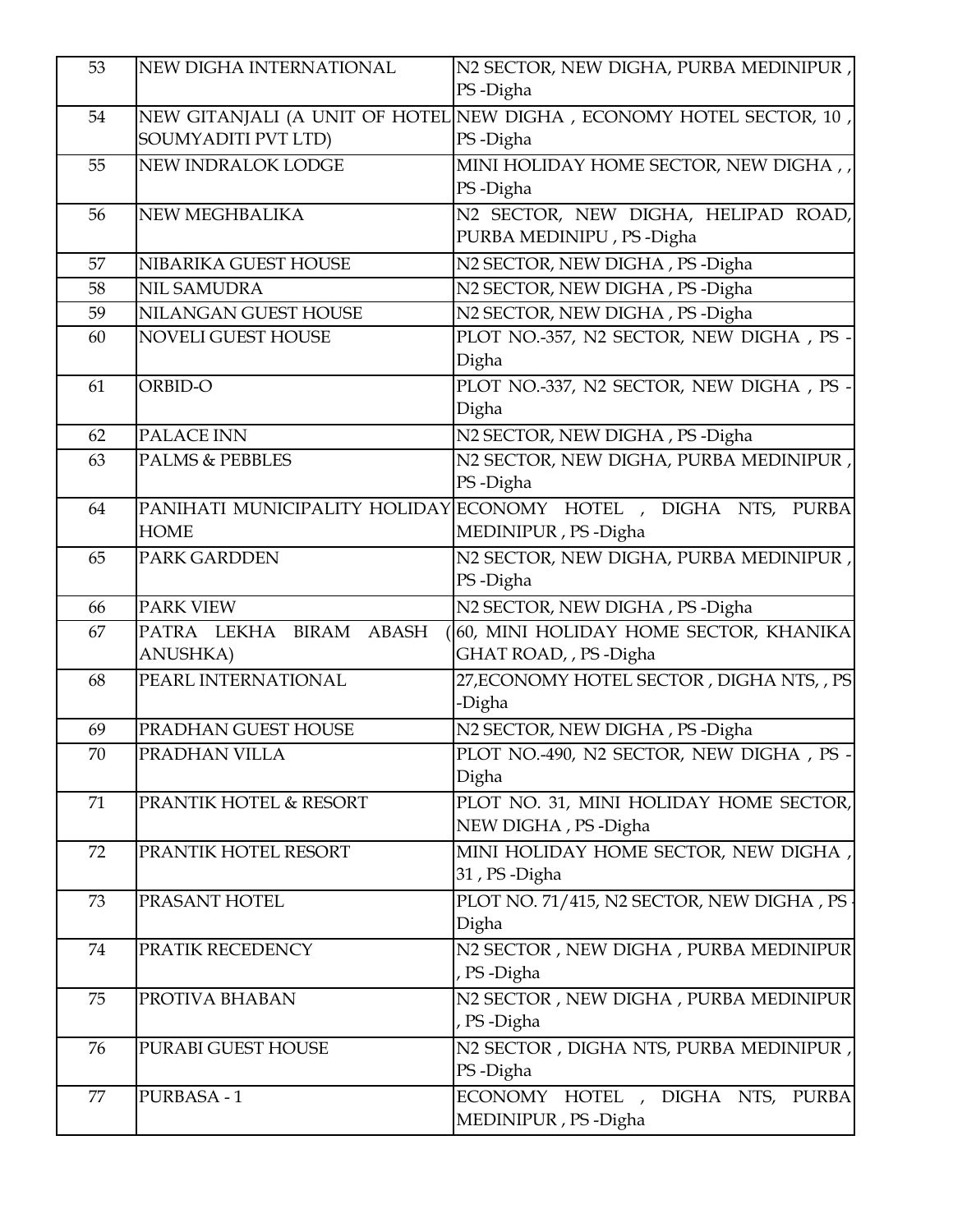| 53 | NEW DIGHA INTERNATIONAL | N2 SECTOR, NEW DIGHA, PURBA MEDINIPUR , PS -Digha |
|---|---|---|
| 54 | NEW GITANJALI (A UNIT OF HOTEL SOUMYADITI PVT LTD) | NEW DIGHA , ECONOMY HOTEL SECTOR, 10 , PS -Digha |
| 55 | NEW INDRALOK LODGE | MINI HOLIDAY HOME SECTOR, NEW DIGHA , , PS -Digha |
| 56 | NEW MEGHBALIKA | N2 SECTOR, NEW DIGHA, HELIPAD ROAD, PURBA MEDINIPU , PS -Digha |
| 57 | NIBARIKA GUEST HOUSE | N2 SECTOR, NEW DIGHA , PS -Digha |
| 58 | NIL SAMUDRA | N2 SECTOR, NEW DIGHA , PS -Digha |
| 59 | NILANGAN GUEST HOUSE | N2 SECTOR, NEW DIGHA , PS -Digha |
| 60 | NOVELI GUEST HOUSE | PLOT NO.-357, N2 SECTOR, NEW DIGHA , PS -Digha |
| 61 | ORBID-O | PLOT NO.-337, N2 SECTOR, NEW DIGHA , PS -Digha |
| 62 | PALACE INN | N2 SECTOR, NEW DIGHA , PS -Digha |
| 63 | PALMS & PEBBLES | N2 SECTOR, NEW DIGHA, PURBA MEDINIPUR , PS -Digha |
| 64 | PANIHATI MUNICIPALITY HOLIDAY HOME | ECONOMY HOTEL , DIGHA NTS, PURBA MEDINIPUR , PS -Digha |
| 65 | PARK GARDDEN | N2 SECTOR, NEW DIGHA, PURBA MEDINIPUR , PS -Digha |
| 66 | PARK VIEW | N2 SECTOR, NEW DIGHA , PS -Digha |
| 67 | PATRA LEKHA BIRAM ABASH (ANUSHKA) | 60, MINI HOLIDAY HOME SECTOR, KHANIKA GHAT ROAD, , PS -Digha |
| 68 | PEARL INTERNATIONAL | 27,ECONOMY HOTEL SECTOR , DIGHA NTS, , PS -Digha |
| 69 | PRADHAN GUEST HOUSE | N2 SECTOR, NEW DIGHA , PS -Digha |
| 70 | PRADHAN VILLA | PLOT NO.-490, N2 SECTOR, NEW DIGHA , PS -Digha |
| 71 | PRANTIK HOTEL & RESORT | PLOT NO. 31, MINI HOLIDAY HOME SECTOR, NEW DIGHA , PS -Digha |
| 72 | PRANTIK HOTEL RESORT | MINI HOLIDAY HOME SECTOR, NEW DIGHA , 31 , PS -Digha |
| 73 | PRASANT HOTEL | PLOT NO. 71/415, N2 SECTOR, NEW DIGHA , PS -Digha |
| 74 | PRATIK RECEDENCY | N2 SECTOR , NEW DIGHA , PURBA MEDINIPUR , PS -Digha |
| 75 | PROTIVA BHABAN | N2 SECTOR , NEW DIGHA , PURBA MEDINIPUR , PS -Digha |
| 76 | PURABI GUEST HOUSE | N2 SECTOR , DIGHA NTS, PURBA MEDINIPUR , PS -Digha |
| 77 | PURBASA - 1 | ECONOMY HOTEL , DIGHA NTS, PURBA MEDINIPUR , PS -Digha |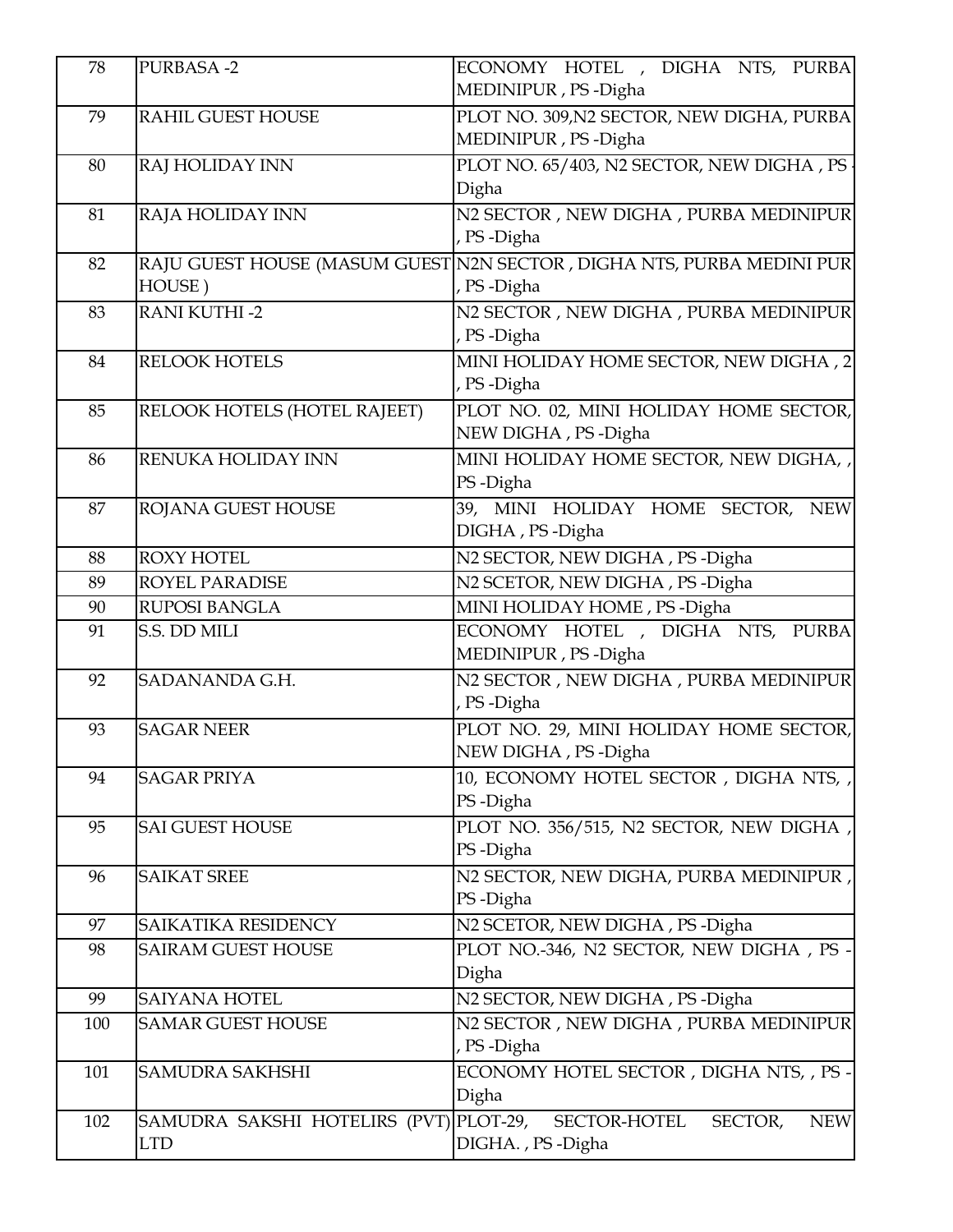| 78 | PURBASA -2 | ECONOMY HOTEL , DIGHA NTS, PURBA MEDINIPUR , PS -Digha |
|---|---|---|
| 79 | RAHIL GUEST HOUSE | PLOT NO. 309,N2 SECTOR, NEW DIGHA, PURBA MEDINIPUR , PS -Digha |
| 80 | RAJ HOLIDAY INN | PLOT NO. 65/403, N2 SECTOR, NEW DIGHA , PS -Digha |
| 81 | RAJA HOLIDAY INN | N2 SECTOR , NEW DIGHA , PURBA MEDINIPUR , PS -Digha |
| 82 | RAJU GUEST HOUSE (MASUM GUEST HOUSE ) | N2N SECTOR , DIGHA NTS, PURBA MEDINI PUR , PS -Digha |
| 83 | RANI KUTHI -2 | N2 SECTOR , NEW DIGHA , PURBA MEDINIPUR , PS -Digha |
| 84 | RELOOK HOTELS | MINI HOLIDAY HOME SECTOR, NEW DIGHA , 2 , PS -Digha |
| 85 | RELOOK HOTELS (HOTEL RAJEET) | PLOT NO. 02, MINI HOLIDAY HOME SECTOR, NEW DIGHA , PS -Digha |
| 86 | RENUKA HOLIDAY INN | MINI HOLIDAY HOME SECTOR, NEW DIGHA, , PS -Digha |
| 87 | ROJANA GUEST HOUSE | 39, MINI HOLIDAY HOME SECTOR, NEW DIGHA , PS -Digha |
| 88 | ROXY HOTEL | N2 SECTOR, NEW DIGHA , PS -Digha |
| 89 | ROYEL PARADISE | N2 SCETOR, NEW DIGHA , PS -Digha |
| 90 | RUPOSI BANGLA | MINI HOLIDAY HOME , PS -Digha |
| 91 | S.S. DD MILI | ECONOMY HOTEL , DIGHA NTS, PURBA MEDINIPUR , PS -Digha |
| 92 | SADANANDA G.H. | N2 SECTOR , NEW DIGHA , PURBA MEDINIPUR , PS -Digha |
| 93 | SAGAR NEER | PLOT NO. 29, MINI HOLIDAY HOME SECTOR, NEW DIGHA , PS -Digha |
| 94 | SAGAR PRIYA | 10, ECONOMY HOTEL SECTOR , DIGHA NTS, , PS -Digha |
| 95 | SAI GUEST HOUSE | PLOT NO. 356/515, N2 SECTOR, NEW DIGHA , PS -Digha |
| 96 | SAIKAT SREE | N2 SECTOR, NEW DIGHA, PURBA MEDINIPUR , PS -Digha |
| 97 | SAIKATIKA RESIDENCY | N2 SCETOR, NEW DIGHA , PS -Digha |
| 98 | SAIRAM GUEST HOUSE | PLOT NO.-346, N2 SECTOR, NEW DIGHA , PS -Digha |
| 99 | SAIYANA HOTEL | N2 SECTOR, NEW DIGHA , PS -Digha |
| 100 | SAMAR GUEST HOUSE | N2 SECTOR , NEW DIGHA , PURBA MEDINIPUR , PS -Digha |
| 101 | SAMUDRA SAKHSHI | ECONOMY HOTEL SECTOR , DIGHA NTS, , PS -Digha |
| 102 | SAMUDRA SAKSHI HOTELIRS (PVT) LTD | PLOT-29, SECTOR-HOTEL SECTOR, NEW DIGHA. , PS -Digha |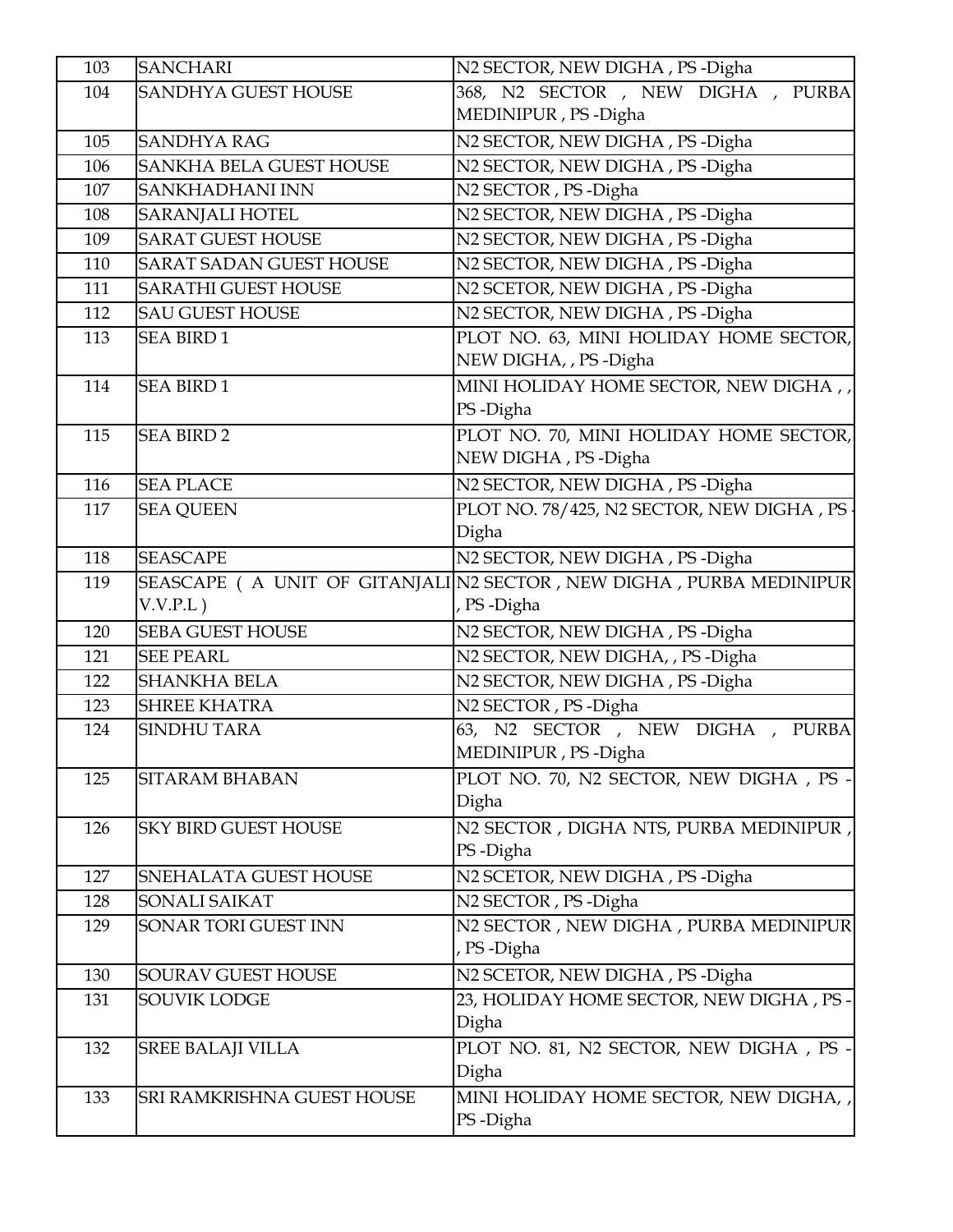| 103 | SANCHARI | N2 SECTOR, NEW DIGHA , PS -Digha |
|---|---|---|
| 104 | SANDHYA GUEST HOUSE | 368, N2 SECTOR , NEW DIGHA , PURBA MEDINIPUR , PS -Digha |
| 105 | SANDHYA RAG | N2 SECTOR, NEW DIGHA , PS -Digha |
| 106 | SANKHA BELA GUEST HOUSE | N2 SECTOR, NEW DIGHA , PS -Digha |
| 107 | SANKHADHANI INN | N2 SECTOR , PS -Digha |
| 108 | SARANJALI HOTEL | N2 SECTOR, NEW DIGHA , PS -Digha |
| 109 | SARAT GUEST HOUSE | N2 SECTOR, NEW DIGHA , PS -Digha |
| 110 | SARAT SADAN GUEST HOUSE | N2 SECTOR, NEW DIGHA , PS -Digha |
| 111 | SARATHI GUEST HOUSE | N2 SCETOR, NEW DIGHA , PS -Digha |
| 112 | SAU GUEST HOUSE | N2 SECTOR, NEW DIGHA , PS -Digha |
| 113 | SEA BIRD 1 | PLOT NO. 63, MINI HOLIDAY HOME SECTOR, NEW DIGHA, , PS -Digha |
| 114 | SEA BIRD 1 | MINI HOLIDAY HOME SECTOR, NEW DIGHA , , PS -Digha |
| 115 | SEA BIRD 2 | PLOT NO. 70, MINI HOLIDAY HOME SECTOR, NEW DIGHA , PS -Digha |
| 116 | SEA PLACE | N2 SECTOR, NEW DIGHA , PS -Digha |
| 117 | SEA QUEEN | PLOT NO. 78/425, N2 SECTOR, NEW DIGHA , PS -Digha |
| 118 | SEASCAPE | N2 SECTOR, NEW DIGHA , PS -Digha |
| 119 | SEASCAPE ( A UNIT OF GITANJALI V.V.P.L ) | N2 SECTOR , NEW DIGHA , PURBA MEDINIPUR , PS -Digha |
| 120 | SEBA GUEST HOUSE | N2 SECTOR, NEW DIGHA , PS -Digha |
| 121 | SEE PEARL | N2 SECTOR, NEW DIGHA, , PS -Digha |
| 122 | SHANKHA BELA | N2 SECTOR, NEW DIGHA , PS -Digha |
| 123 | SHREE KHATRA | N2 SECTOR , PS -Digha |
| 124 | SINDHU TARA | 63, N2 SECTOR , NEW DIGHA , PURBA MEDINIPUR , PS -Digha |
| 125 | SITARAM BHABAN | PLOT NO. 70, N2 SECTOR, NEW DIGHA , PS -Digha |
| 126 | SKY BIRD GUEST HOUSE | N2 SECTOR , DIGHA NTS, PURBA MEDINIPUR , PS -Digha |
| 127 | SNEHALATA GUEST HOUSE | N2 SCETOR, NEW DIGHA , PS -Digha |
| 128 | SONALI SAIKAT | N2 SECTOR , PS -Digha |
| 129 | SONAR TORI GUEST INN | N2 SECTOR , NEW DIGHA , PURBA MEDINIPUR , PS -Digha |
| 130 | SOURAV GUEST HOUSE | N2 SCETOR, NEW DIGHA , PS -Digha |
| 131 | SOUVIK LODGE | 23, HOLIDAY HOME SECTOR, NEW DIGHA , PS -Digha |
| 132 | SREE BALAJI VILLA | PLOT NO. 81, N2 SECTOR, NEW DIGHA , PS -Digha |
| 133 | SRI RAMKRISHNA GUEST HOUSE | MINI HOLIDAY HOME SECTOR, NEW DIGHA, , PS -Digha |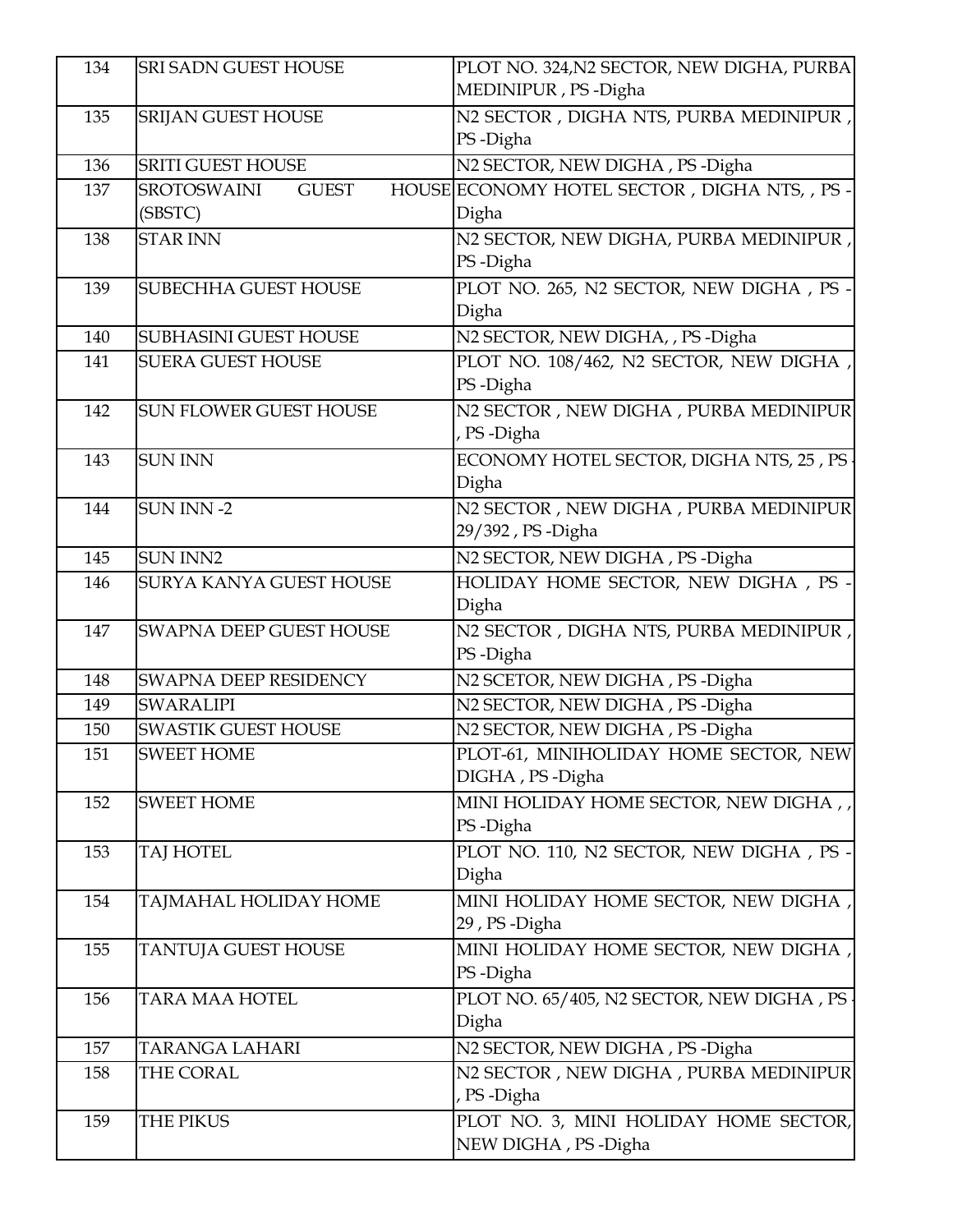| 134 | SRI SADN GUEST HOUSE | PLOT NO. 324,N2 SECTOR, NEW DIGHA, PURBA MEDINIPUR , PS -Digha |
|---|---|---|
| 135 | SRIJAN GUEST HOUSE | N2 SECTOR , DIGHA NTS, PURBA MEDINIPUR , PS -Digha |
| 136 | SRITI GUEST HOUSE | N2 SECTOR, NEW DIGHA , PS -Digha |
| 137 | SROTOSWAINI GUEST HOUSE (SBSTC) | ECONOMY HOTEL SECTOR , DIGHA NTS, , PS - Digha |
| 138 | STAR INN | N2 SECTOR, NEW DIGHA, PURBA MEDINIPUR , PS -Digha |
| 139 | SUBECHHA GUEST HOUSE | PLOT NO. 265, N2 SECTOR, NEW DIGHA , PS - Digha |
| 140 | SUBHASINI GUEST HOUSE | N2 SECTOR, NEW DIGHA, , PS -Digha |
| 141 | SUERA GUEST HOUSE | PLOT NO. 108/462, N2 SECTOR, NEW DIGHA , PS -Digha |
| 142 | SUN FLOWER GUEST HOUSE | N2 SECTOR , NEW DIGHA , PURBA MEDINIPUR , PS -Digha |
| 143 | SUN INN | ECONOMY HOTEL SECTOR, DIGHA NTS, 25 , PS - Digha |
| 144 | SUN INN -2 | N2 SECTOR , NEW DIGHA , PURBA MEDINIPUR 29/392 , PS -Digha |
| 145 | SUN INN2 | N2 SECTOR, NEW DIGHA , PS -Digha |
| 146 | SURYA KANYA GUEST HOUSE | HOLIDAY HOME SECTOR, NEW DIGHA , PS - Digha |
| 147 | SWAPNA DEEP GUEST HOUSE | N2 SECTOR , DIGHA NTS, PURBA MEDINIPUR , PS -Digha |
| 148 | SWAPNA DEEP RESIDENCY | N2 SCETOR, NEW DIGHA , PS -Digha |
| 149 | SWARALIPI | N2 SECTOR, NEW DIGHA , PS -Digha |
| 150 | SWASTIK GUEST HOUSE | N2 SECTOR, NEW DIGHA , PS -Digha |
| 151 | SWEET HOME | PLOT-61, MINIHOLIDAY HOME SECTOR, NEW DIGHA , PS -Digha |
| 152 | SWEET HOME | MINI HOLIDAY HOME SECTOR, NEW DIGHA , , PS -Digha |
| 153 | TAJ HOTEL | PLOT NO. 110, N2 SECTOR, NEW DIGHA , PS - Digha |
| 154 | TAJMAHAL HOLIDAY HOME | MINI HOLIDAY HOME SECTOR, NEW DIGHA , 29 , PS -Digha |
| 155 | TANTUJA GUEST HOUSE | MINI HOLIDAY HOME SECTOR, NEW DIGHA , PS -Digha |
| 156 | TARA MAA HOTEL | PLOT NO. 65/405, N2 SECTOR, NEW DIGHA , PS - Digha |
| 157 | TARANGA LAHARI | N2 SECTOR, NEW DIGHA , PS -Digha |
| 158 | THE CORAL | N2 SECTOR , NEW DIGHA , PURBA MEDINIPUR , PS -Digha |
| 159 | THE PIKUS | PLOT NO. 3, MINI HOLIDAY HOME SECTOR, NEW DIGHA , PS -Digha |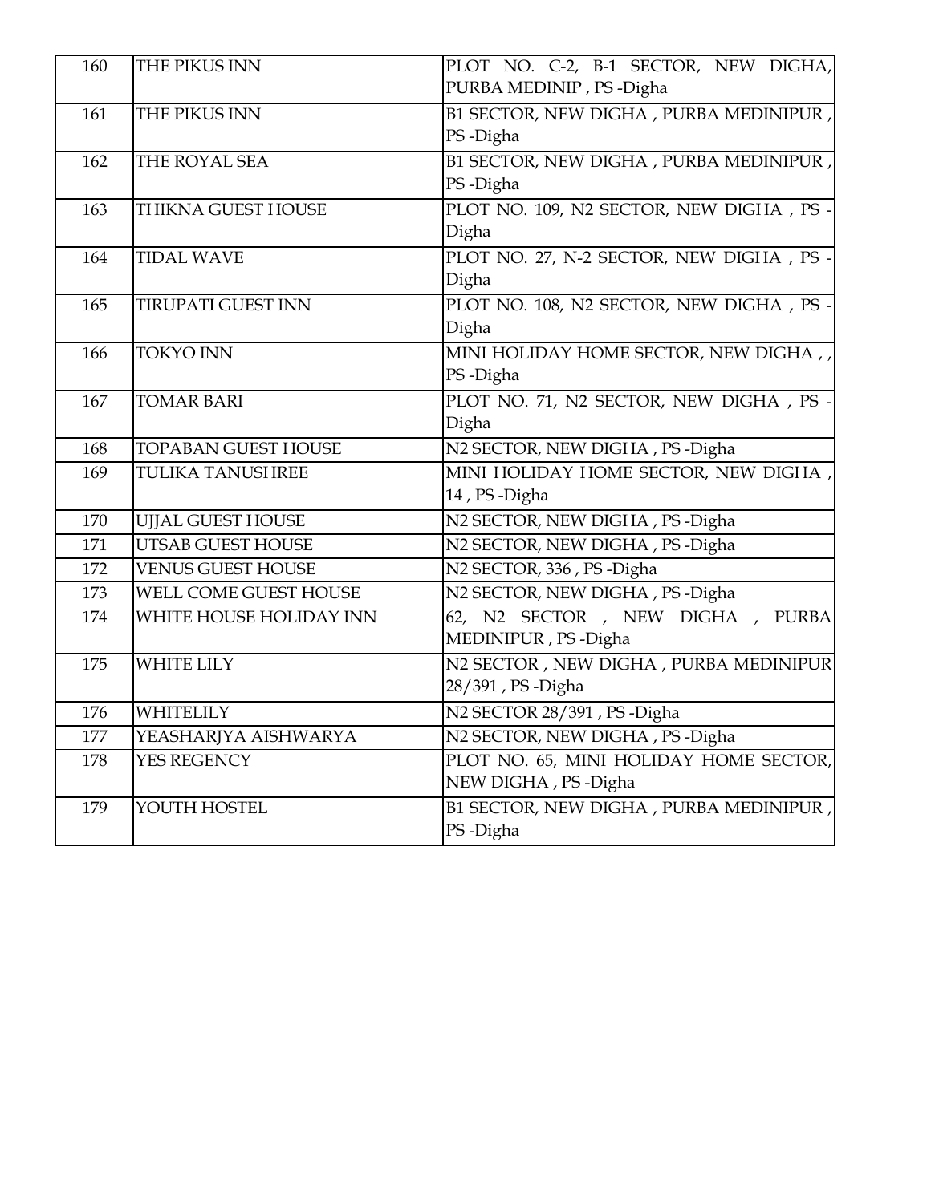| 160 | THE PIKUS INN | PLOT NO. C-2, B-1 SECTOR, NEW DIGHA, PURBA MEDINIP , PS -Digha |
|---|---|---|
| 161 | THE PIKUS INN | B1 SECTOR, NEW DIGHA , PURBA MEDINIPUR , PS -Digha |
| 162 | THE ROYAL SEA | B1 SECTOR, NEW DIGHA , PURBA MEDINIPUR , PS -Digha |
| 163 | THIKNA GUEST HOUSE | PLOT NO. 109, N2 SECTOR, NEW DIGHA , PS -Digha |
| 164 | TIDAL WAVE | PLOT NO. 27, N-2 SECTOR, NEW DIGHA , PS -Digha |
| 165 | TIRUPATI GUEST INN | PLOT NO. 108, N2 SECTOR, NEW DIGHA , PS -Digha |
| 166 | TOKYO INN | MINI HOLIDAY HOME SECTOR, NEW DIGHA , , PS -Digha |
| 167 | TOMAR BARI | PLOT NO. 71, N2 SECTOR, NEW DIGHA , PS -Digha |
| 168 | TOPABAN GUEST HOUSE | N2 SECTOR, NEW DIGHA , PS -Digha |
| 169 | TULIKA TANUSHREE | MINI HOLIDAY HOME SECTOR, NEW DIGHA , 14 , PS -Digha |
| 170 | UJJAL GUEST HOUSE | N2 SECTOR, NEW DIGHA , PS -Digha |
| 171 | UTSAB GUEST HOUSE | N2 SECTOR, NEW DIGHA , PS -Digha |
| 172 | VENUS GUEST HOUSE | N2 SECTOR, 336 , PS -Digha |
| 173 | WELL COME GUEST HOUSE | N2 SECTOR, NEW DIGHA , PS -Digha |
| 174 | WHITE HOUSE HOLIDAY INN | 62, N2 SECTOR , NEW DIGHA , PURBA MEDINIPUR , PS -Digha |
| 175 | WHITE LILY | N2 SECTOR , NEW DIGHA , PURBA MEDINIPUR 28/391 , PS -Digha |
| 176 | WHITELILY | N2 SECTOR 28/391 , PS -Digha |
| 177 | YEASHARJYA AISHWARYA | N2 SECTOR, NEW DIGHA , PS -Digha |
| 178 | YES REGENCY | PLOT NO. 65, MINI HOLIDAY HOME SECTOR, NEW DIGHA , PS -Digha |
| 179 | YOUTH HOSTEL | B1 SECTOR, NEW DIGHA , PURBA MEDINIPUR , PS -Digha |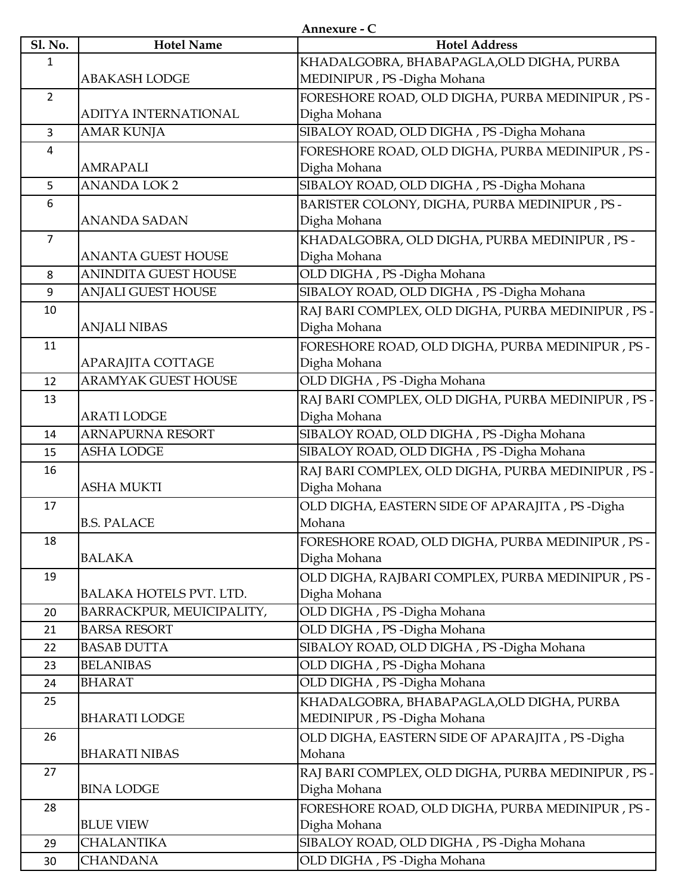**Annexure - C**

| Sl. No. | Hotel Name | Hotel Address |
|---|---|---|
| 1 | ABAKASH LODGE | KHADALGOBRA, BHABAPAGLA,OLD DIGHA, PURBA MEDINIPUR , PS -Digha Mohana |
| 2 | ADITYA INTERNATIONAL | FORESHORE ROAD, OLD DIGHA, PURBA MEDINIPUR , PS -Digha Mohana |
| 3 | AMAR KUNJA | SIBALOY ROAD, OLD DIGHA , PS -Digha Mohana |
| 4 | AMRAPALI | FORESHORE ROAD, OLD DIGHA, PURBA MEDINIPUR , PS -Digha Mohana |
| 5 | ANANDA LOK 2 | SIBALOY ROAD, OLD DIGHA , PS -Digha Mohana |
| 6 | ANANDA SADAN | BARISTER COLONY, DIGHA, PURBA MEDINIPUR , PS -Digha Mohana |
| 7 | ANANTA GUEST HOUSE | KHADALGOBRA, OLD DIGHA, PURBA MEDINIPUR , PS -Digha Mohana |
| 8 | ANINDITA GUEST HOUSE | OLD DIGHA , PS -Digha Mohana |
| 9 | ANJALI GUEST HOUSE | SIBALOY ROAD, OLD DIGHA , PS -Digha Mohana |
| 10 | ANJALI NIBAS | RAJ BARI COMPLEX, OLD DIGHA, PURBA MEDINIPUR , PS -Digha Mohana |
| 11 | APARAJITA COTTAGE | FORESHORE ROAD, OLD DIGHA, PURBA MEDINIPUR , PS -Digha Mohana |
| 12 | ARAMYAK GUEST HOUSE | OLD DIGHA , PS -Digha Mohana |
| 13 | ARATI LODGE | RAJ BARI COMPLEX, OLD DIGHA, PURBA MEDINIPUR , PS -Digha Mohana |
| 14 | ARNAPURNA RESORT | SIBALOY ROAD, OLD DIGHA , PS -Digha Mohana |
| 15 | ASHA LODGE | SIBALOY ROAD, OLD DIGHA , PS -Digha Mohana |
| 16 | ASHA MUKTI | RAJ BARI COMPLEX, OLD DIGHA, PURBA MEDINIPUR , PS -Digha Mohana |
| 17 | B.S. PALACE | OLD DIGHA, EASTERN SIDE OF APARAJITA , PS -Digha Mohana |
| 18 | BALAKA | FORESHORE ROAD, OLD DIGHA, PURBA MEDINIPUR , PS -Digha Mohana |
| 19 | BALAKA HOTELS PVT. LTD. | OLD DIGHA, RAJBARI COMPLEX, PURBA MEDINIPUR , PS -Digha Mohana |
| 20 | BARRACKPUR, MEUICIPALITY, | OLD DIGHA , PS -Digha Mohana |
| 21 | BARSA RESORT | OLD DIGHA , PS -Digha Mohana |
| 22 | BASAB DUTTA | SIBALOY ROAD, OLD DIGHA , PS -Digha Mohana |
| 23 | BELANIBAS | OLD DIGHA , PS -Digha Mohana |
| 24 | BHARAT | OLD DIGHA , PS -Digha Mohana |
| 25 | BHARATI LODGE | KHADALGOBRA, BHABAPAGLA,OLD DIGHA, PURBA MEDINIPUR , PS -Digha Mohana |
| 26 | BHARATI NIBAS | OLD DIGHA, EASTERN SIDE OF APARAJITA , PS -Digha Mohana |
| 27 | BINA LODGE | RAJ BARI COMPLEX, OLD DIGHA, PURBA MEDINIPUR , PS -Digha Mohana |
| 28 | BLUE VIEW | FORESHORE ROAD, OLD DIGHA, PURBA MEDINIPUR , PS -Digha Mohana |
| 29 | CHALANTIKA | SIBALOY ROAD, OLD DIGHA , PS -Digha Mohana |
| 30 | CHANDANA | OLD DIGHA , PS -Digha Mohana |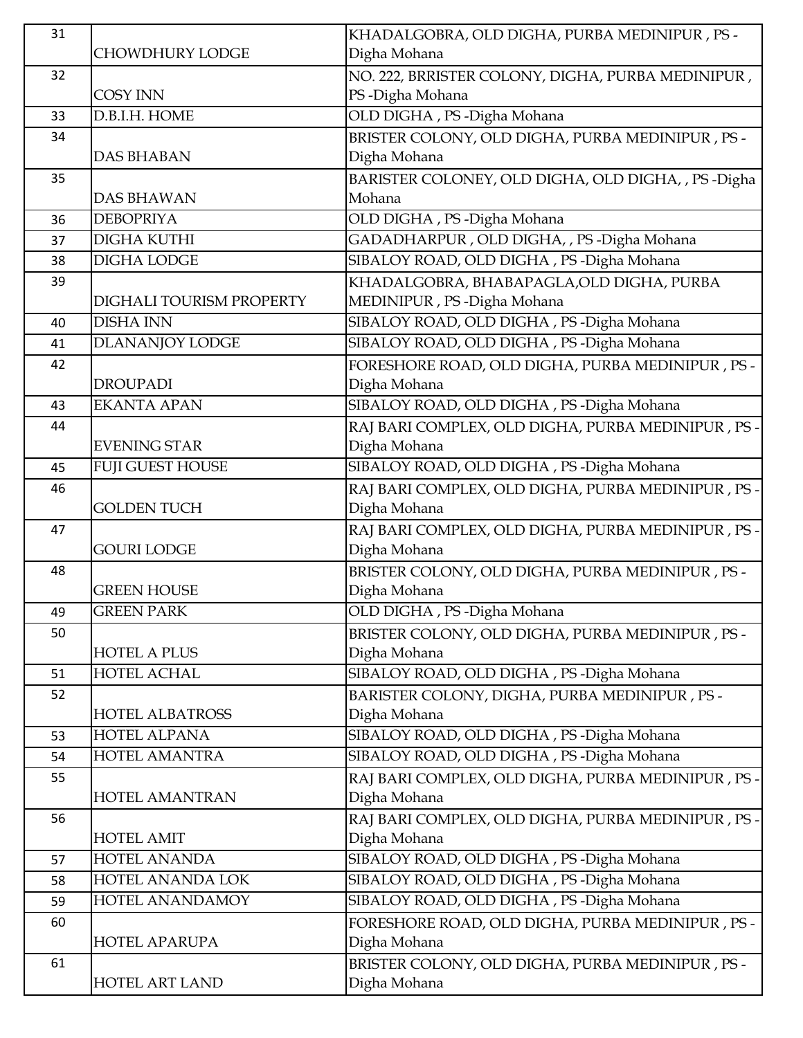| 31 | CHOWDHURY LODGE | KHADALGOBRA, OLD DIGHA, PURBA MEDINIPUR , PS - Digha Mohana |
|---|---|---|
| 32 | COSY INN | NO. 222, BRRISTER COLONY, DIGHA, PURBA MEDINIPUR , PS -Digha Mohana |
| 33 | D.B.I.H. HOME | OLD DIGHA , PS -Digha Mohana |
| 34 | DAS BHABAN | BRISTER COLONY, OLD DIGHA, PURBA MEDINIPUR , PS - Digha Mohana |
| 35 | DAS BHAWAN | BARISTER COLONEY, OLD DIGHA, OLD DIGHA, , PS -Digha Mohana |
| 36 | DEBOPRIYA | OLD DIGHA , PS -Digha Mohana |
| 37 | DIGHA KUTHI | GADADHARPUR , OLD DIGHA, , PS -Digha Mohana |
| 38 | DIGHA LODGE | SIBALOY ROAD, OLD DIGHA , PS -Digha Mohana |
| 39 | DIGHALI TOURISM PROPERTY | KHADALGOBRA, BHABAPAGLA,OLD DIGHA, PURBA MEDINIPUR , PS -Digha Mohana |
| 40 | DISHA INN | SIBALOY ROAD, OLD DIGHA , PS -Digha Mohana |
| 41 | DLANANJOY LODGE | SIBALOY ROAD, OLD DIGHA , PS -Digha Mohana |
| 42 | DROUPADI | FORESHORE ROAD, OLD DIGHA, PURBA MEDINIPUR , PS - Digha Mohana |
| 43 | EKANTA APAN | SIBALOY ROAD, OLD DIGHA , PS -Digha Mohana |
| 44 | EVENING STAR | RAJ BARI COMPLEX, OLD DIGHA, PURBA MEDINIPUR , PS - Digha Mohana |
| 45 | FUJI GUEST HOUSE | SIBALOY ROAD, OLD DIGHA , PS -Digha Mohana |
| 46 | GOLDEN TUCH | RAJ BARI COMPLEX, OLD DIGHA, PURBA MEDINIPUR , PS - Digha Mohana |
| 47 | GOURI LODGE | RAJ BARI COMPLEX, OLD DIGHA, PURBA MEDINIPUR , PS - Digha Mohana |
| 48 | GREEN HOUSE | BRISTER COLONY, OLD DIGHA, PURBA MEDINIPUR , PS - Digha Mohana |
| 49 | GREEN PARK | OLD DIGHA , PS -Digha Mohana |
| 50 | HOTEL A PLUS | BRISTER COLONY, OLD DIGHA, PURBA MEDINIPUR , PS - Digha Mohana |
| 51 | HOTEL ACHAL | SIBALOY ROAD, OLD DIGHA , PS -Digha Mohana |
| 52 | HOTEL ALBATROSS | BARISTER COLONY, DIGHA, PURBA MEDINIPUR , PS - Digha Mohana |
| 53 | HOTEL ALPANA | SIBALOY ROAD, OLD DIGHA , PS -Digha Mohana |
| 54 | HOTEL AMANTRA | SIBALOY ROAD, OLD DIGHA , PS -Digha Mohana |
| 55 | HOTEL AMANTRAN | RAJ BARI COMPLEX, OLD DIGHA, PURBA MEDINIPUR , PS - Digha Mohana |
| 56 | HOTEL AMIT | RAJ BARI COMPLEX, OLD DIGHA, PURBA MEDINIPUR , PS - Digha Mohana |
| 57 | HOTEL ANANDA | SIBALOY ROAD, OLD DIGHA , PS -Digha Mohana |
| 58 | HOTEL ANANDA LOK | SIBALOY ROAD, OLD DIGHA , PS -Digha Mohana |
| 59 | HOTEL ANANDAMOY | SIBALOY ROAD, OLD DIGHA , PS -Digha Mohana |
| 60 | HOTEL APARUPA | FORESHORE ROAD, OLD DIGHA, PURBA MEDINIPUR , PS - Digha Mohana |
| 61 | HOTEL ART LAND | BRISTER COLONY, OLD DIGHA, PURBA MEDINIPUR , PS - Digha Mohana |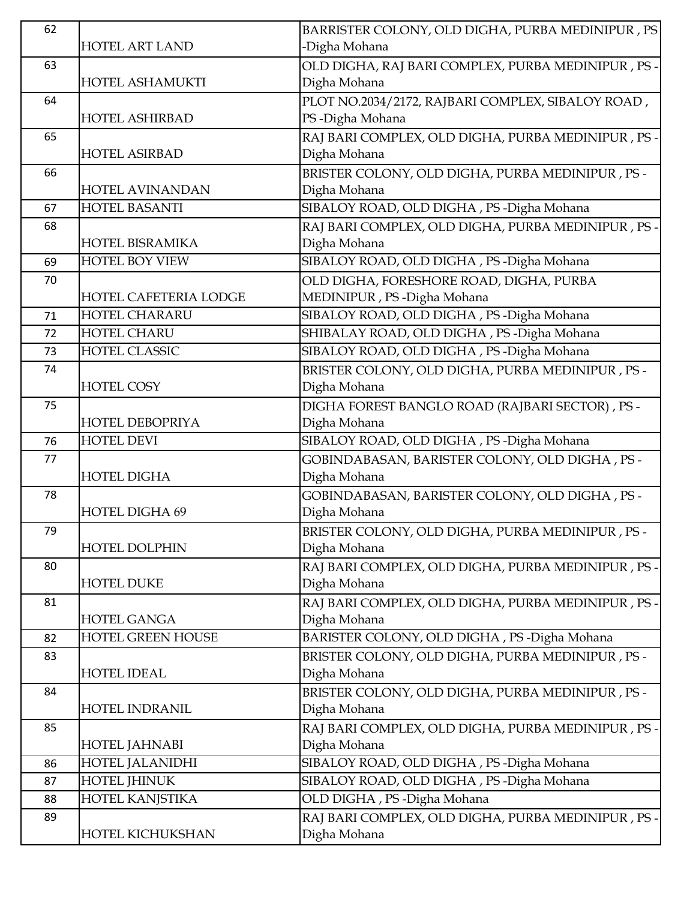| 62 | HOTEL ART LAND | BARRISTER COLONY, OLD DIGHA, PURBA MEDINIPUR , PS -Digha Mohana |
|---|---|---|
| 63 | HOTEL ASHAMUKTI | OLD DIGHA, RAJ BARI COMPLEX, PURBA MEDINIPUR , PS - Digha Mohana |
| 64 | HOTEL ASHIRBAD | PLOT NO.2034/2172, RAJBARI COMPLEX, SIBALOY ROAD , PS -Digha Mohana |
| 65 | HOTEL ASIRBAD | RAJ BARI COMPLEX, OLD DIGHA, PURBA MEDINIPUR , PS - Digha Mohana |
| 66 | HOTEL AVINANDAN | BRISTER COLONY, OLD DIGHA, PURBA MEDINIPUR , PS - Digha Mohana |
| 67 | HOTEL BASANTI | SIBALOY ROAD, OLD DIGHA , PS -Digha Mohana |
| 68 | HOTEL BISRAMIKA | RAJ BARI COMPLEX, OLD DIGHA, PURBA MEDINIPUR , PS - Digha Mohana |
| 69 | HOTEL BOY VIEW | SIBALOY ROAD, OLD DIGHA , PS -Digha Mohana |
| 70 | HOTEL CAFETERIA LODGE | OLD DIGHA, FORESHORE ROAD, DIGHA, PURBA MEDINIPUR , PS -Digha Mohana |
| 71 | HOTEL CHARARU | SIBALOY ROAD, OLD DIGHA , PS -Digha Mohana |
| 72 | HOTEL CHARU | SHIBALAY ROAD, OLD DIGHA , PS -Digha Mohana |
| 73 | HOTEL CLASSIC | SIBALOY ROAD, OLD DIGHA , PS -Digha Mohana |
| 74 | HOTEL COSY | BRISTER COLONY, OLD DIGHA, PURBA MEDINIPUR , PS - Digha Mohana |
| 75 | HOTEL DEBOPRIYA | DIGHA FOREST BANGLO ROAD (RAJBARI SECTOR) , PS - Digha Mohana |
| 76 | HOTEL DEVI | SIBALOY ROAD, OLD DIGHA , PS -Digha Mohana |
| 77 | HOTEL DIGHA | GOBINDABASAN, BARISTER COLONY, OLD DIGHA , PS - Digha Mohana |
| 78 | HOTEL DIGHA 69 | GOBINDABASAN, BARISTER COLONY, OLD DIGHA , PS - Digha Mohana |
| 79 | HOTEL DOLPHIN | BRISTER COLONY, OLD DIGHA, PURBA MEDINIPUR , PS - Digha Mohana |
| 80 | HOTEL DUKE | RAJ BARI COMPLEX, OLD DIGHA, PURBA MEDINIPUR , PS - Digha Mohana |
| 81 | HOTEL GANGA | RAJ BARI COMPLEX, OLD DIGHA, PURBA MEDINIPUR , PS - Digha Mohana |
| 82 | HOTEL GREEN HOUSE | BARISTER COLONY, OLD DIGHA , PS -Digha Mohana |
| 83 | HOTEL IDEAL | BRISTER COLONY, OLD DIGHA, PURBA MEDINIPUR , PS - Digha Mohana |
| 84 | HOTEL INDRANIL | BRISTER COLONY, OLD DIGHA, PURBA MEDINIPUR , PS - Digha Mohana |
| 85 | HOTEL JAHNABI | RAJ BARI COMPLEX, OLD DIGHA, PURBA MEDINIPUR , PS - Digha Mohana |
| 86 | HOTEL JALANIDHI | SIBALOY ROAD, OLD DIGHA , PS -Digha Mohana |
| 87 | HOTEL JHINUK | SIBALOY ROAD, OLD DIGHA , PS -Digha Mohana |
| 88 | HOTEL KANJSTIKA | OLD DIGHA , PS -Digha Mohana |
| 89 | HOTEL KICHUKSHAN | RAJ BARI COMPLEX, OLD DIGHA, PURBA MEDINIPUR , PS - Digha Mohana |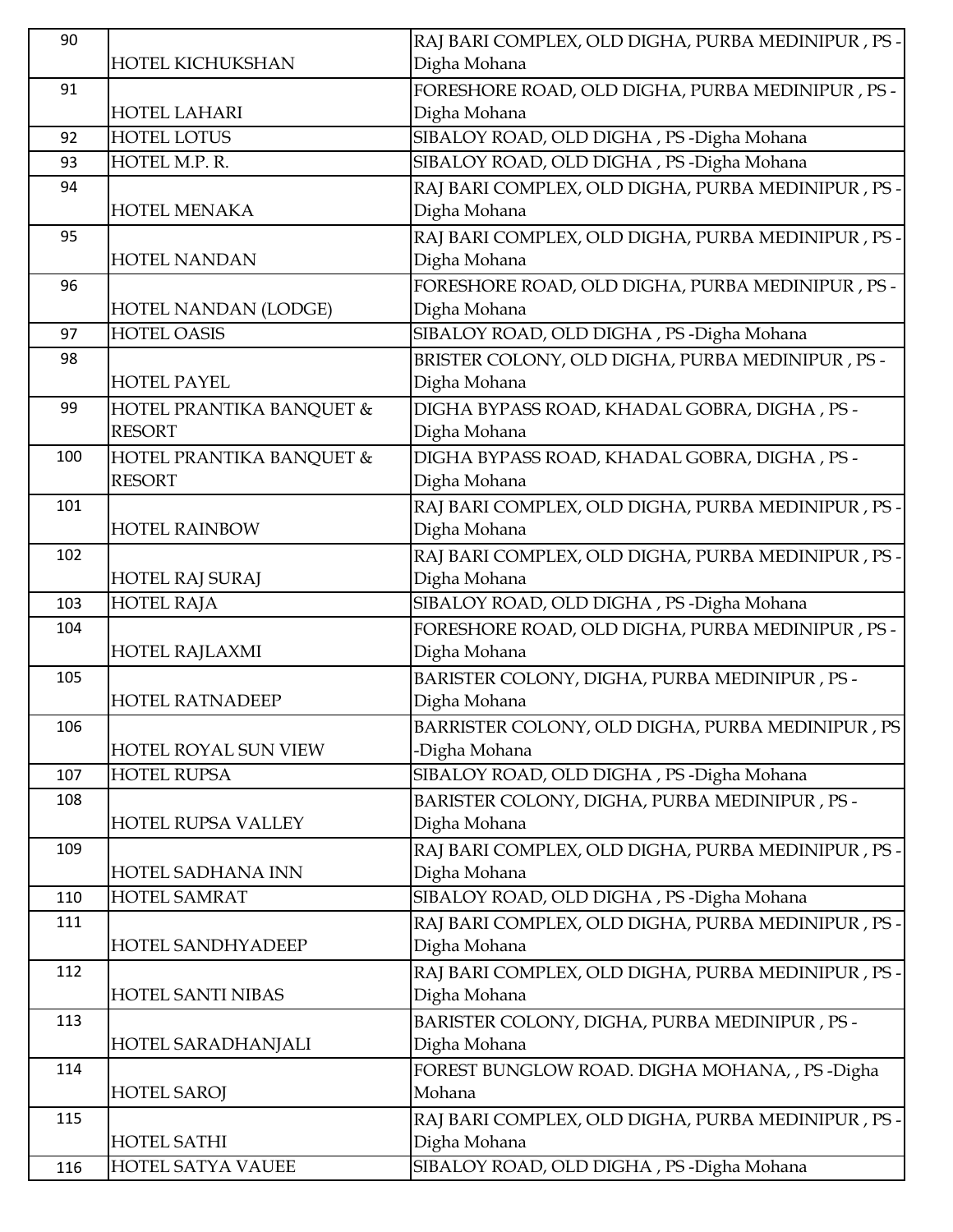| 90 | HOTEL KICHUKSHAN | RAJ BARI COMPLEX, OLD DIGHA, PURBA MEDINIPUR , PS -Digha Mohana |
|---|---|---|
| 91 | HOTEL LAHARI | FORESHORE ROAD, OLD DIGHA, PURBA MEDINIPUR , PS -Digha Mohana |
| 92 | HOTEL LOTUS | SIBALOY ROAD, OLD DIGHA , PS -Digha Mohana |
| 93 | HOTEL M.P. R. | SIBALOY ROAD, OLD DIGHA , PS -Digha Mohana |
| 94 | HOTEL MENAKA | RAJ BARI COMPLEX, OLD DIGHA, PURBA MEDINIPUR , PS -Digha Mohana |
| 95 | HOTEL NANDAN | RAJ BARI COMPLEX, OLD DIGHA, PURBA MEDINIPUR , PS -Digha Mohana |
| 96 | HOTEL NANDAN (LODGE) | FORESHORE ROAD, OLD DIGHA, PURBA MEDINIPUR , PS -Digha Mohana |
| 97 | HOTEL OASIS | SIBALOY ROAD, OLD DIGHA , PS -Digha Mohana |
| 98 | HOTEL PAYEL | BRISTER COLONY, OLD DIGHA, PURBA MEDINIPUR , PS -Digha Mohana |
| 99 | HOTEL PRANTIKA BANQUET & RESORT | DIGHA BYPASS ROAD, KHADAL GOBRA, DIGHA , PS -Digha Mohana |
| 100 | HOTEL PRANTIKA BANQUET & RESORT | DIGHA BYPASS ROAD, KHADAL GOBRA, DIGHA , PS -Digha Mohana |
| 101 | HOTEL RAINBOW | RAJ BARI COMPLEX, OLD DIGHA, PURBA MEDINIPUR , PS -Digha Mohana |
| 102 | HOTEL RAJ SURAJ | RAJ BARI COMPLEX, OLD DIGHA, PURBA MEDINIPUR , PS -Digha Mohana |
| 103 | HOTEL RAJA | SIBALOY ROAD, OLD DIGHA , PS -Digha Mohana |
| 104 | HOTEL RAJLAXMI | FORESHORE ROAD, OLD DIGHA, PURBA MEDINIPUR , PS -Digha Mohana |
| 105 | HOTEL RATNADEEP | BARISTER COLONY, DIGHA, PURBA MEDINIPUR , PS -Digha Mohana |
| 106 | HOTEL ROYAL SUN VIEW | BARRISTER COLONY, OLD DIGHA, PURBA MEDINIPUR , PS -Digha Mohana |
| 107 | HOTEL RUPSA | SIBALOY ROAD, OLD DIGHA , PS -Digha Mohana |
| 108 | HOTEL RUPSA VALLEY | BARISTER COLONY, DIGHA, PURBA MEDINIPUR , PS -Digha Mohana |
| 109 | HOTEL SADHANA INN | RAJ BARI COMPLEX, OLD DIGHA, PURBA MEDINIPUR , PS -Digha Mohana |
| 110 | HOTEL SAMRAT | SIBALOY ROAD, OLD DIGHA , PS -Digha Mohana |
| 111 | HOTEL SANDHYADEEP | RAJ BARI COMPLEX, OLD DIGHA, PURBA MEDINIPUR , PS -Digha Mohana |
| 112 | HOTEL SANTI NIBAS | RAJ BARI COMPLEX, OLD DIGHA, PURBA MEDINIPUR , PS -Digha Mohana |
| 113 | HOTEL SARADHANJALI | BARISTER COLONY, DIGHA, PURBA MEDINIPUR , PS -Digha Mohana |
| 114 | HOTEL SAROJ | FOREST BUNGLOW ROAD. DIGHA MOHANA, , PS -Digha Mohana |
| 115 | HOTEL SATHI | RAJ BARI COMPLEX, OLD DIGHA, PURBA MEDINIPUR , PS -Digha Mohana |
| 116 | HOTEL SATYA VAUEE | SIBALOY ROAD, OLD DIGHA , PS -Digha Mohana |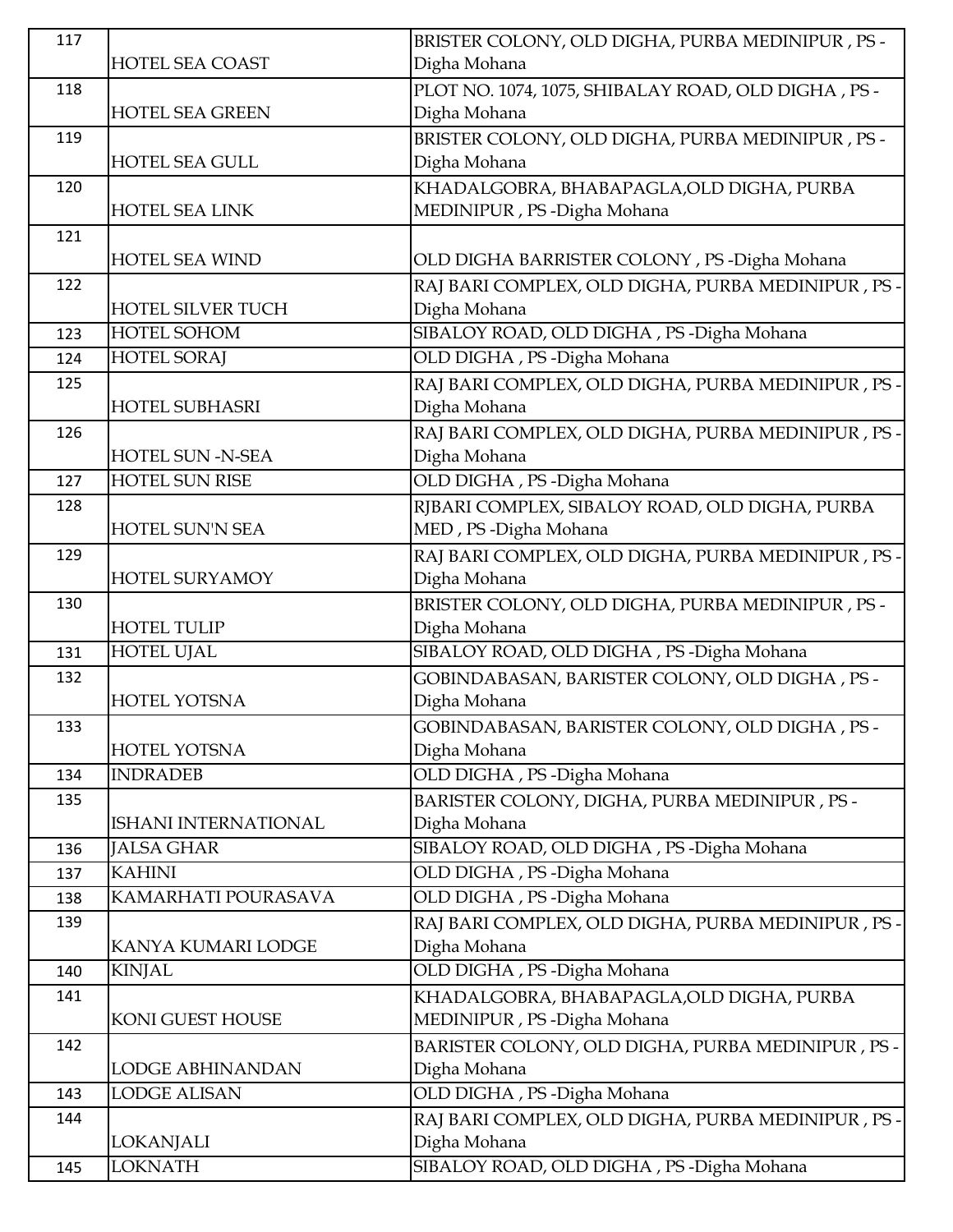| 117 | HOTEL SEA COAST | BRISTER COLONY, OLD DIGHA, PURBA MEDINIPUR , PS -Digha Mohana |
|---|---|---|
| 118 | HOTEL SEA GREEN | PLOT NO. 1074, 1075, SHIBALAY ROAD, OLD DIGHA , PS -Digha Mohana |
| 119 | HOTEL SEA GULL | BRISTER COLONY, OLD DIGHA, PURBA MEDINIPUR , PS -Digha Mohana |
| 120 | HOTEL SEA LINK | KHADALGOBRA, BHABAPAGLA,OLD DIGHA, PURBA MEDINIPUR , PS -Digha Mohana |
| 121 | HOTEL SEA WIND | OLD DIGHA BARRISTER COLONY , PS -Digha Mohana |
| 122 | HOTEL SILVER TUCH | RAJ BARI COMPLEX, OLD DIGHA, PURBA MEDINIPUR , PS -Digha Mohana |
| 123 | HOTEL SOHOM | SIBALOY ROAD, OLD DIGHA , PS -Digha Mohana |
| 124 | HOTEL SORAJ | OLD DIGHA , PS -Digha Mohana |
| 125 | HOTEL SUBHASRI | RAJ BARI COMPLEX, OLD DIGHA, PURBA MEDINIPUR , PS -Digha Mohana |
| 126 | HOTEL SUN -N-SEA | RAJ BARI COMPLEX, OLD DIGHA, PURBA MEDINIPUR , PS -Digha Mohana |
| 127 | HOTEL SUN RISE | OLD DIGHA , PS -Digha Mohana |
| 128 | HOTEL SUN'N SEA | RJBARI COMPLEX, SIBALOY ROAD, OLD DIGHA, PURBA MED , PS -Digha Mohana |
| 129 | HOTEL SURYAMOY | RAJ BARI COMPLEX, OLD DIGHA, PURBA MEDINIPUR , PS -Digha Mohana |
| 130 | HOTEL TULIP | BRISTER COLONY, OLD DIGHA, PURBA MEDINIPUR , PS -Digha Mohana |
| 131 | HOTEL UJAL | SIBALOY ROAD, OLD DIGHA , PS -Digha Mohana |
| 132 | HOTEL YOTSNA | GOBINDABASAN, BARISTER COLONY, OLD DIGHA , PS -Digha Mohana |
| 133 | HOTEL YOTSNA | GOBINDABASAN, BARISTER COLONY, OLD DIGHA , PS -Digha Mohana |
| 134 | INDRADEB | OLD DIGHA , PS -Digha Mohana |
| 135 | ISHANI INTERNATIONAL | BARISTER COLONY, DIGHA, PURBA MEDINIPUR , PS -Digha Mohana |
| 136 | JALSA GHAR | SIBALOY ROAD, OLD DIGHA , PS -Digha Mohana |
| 137 | KAHINI | OLD DIGHA , PS -Digha Mohana |
| 138 | KAMARHATI POURASAVA | OLD DIGHA , PS -Digha Mohana |
| 139 | KANYA KUMARI LODGE | RAJ BARI COMPLEX, OLD DIGHA, PURBA MEDINIPUR , PS -Digha Mohana |
| 140 | KINJAL | OLD DIGHA , PS -Digha Mohana |
| 141 | KONI GUEST HOUSE | KHADALGOBRA, BHABAPAGLA,OLD DIGHA, PURBA MEDINIPUR , PS -Digha Mohana |
| 142 | LODGE ABHINANDAN | BARISTER COLONY, OLD DIGHA, PURBA MEDINIPUR , PS -Digha Mohana |
| 143 | LODGE ALISAN | OLD DIGHA , PS -Digha Mohana |
| 144 | LOKANJALI | RAJ BARI COMPLEX, OLD DIGHA, PURBA MEDINIPUR , PS -Digha Mohana |
| 145 | LOKNATH | SIBALOY ROAD, OLD DIGHA , PS -Digha Mohana |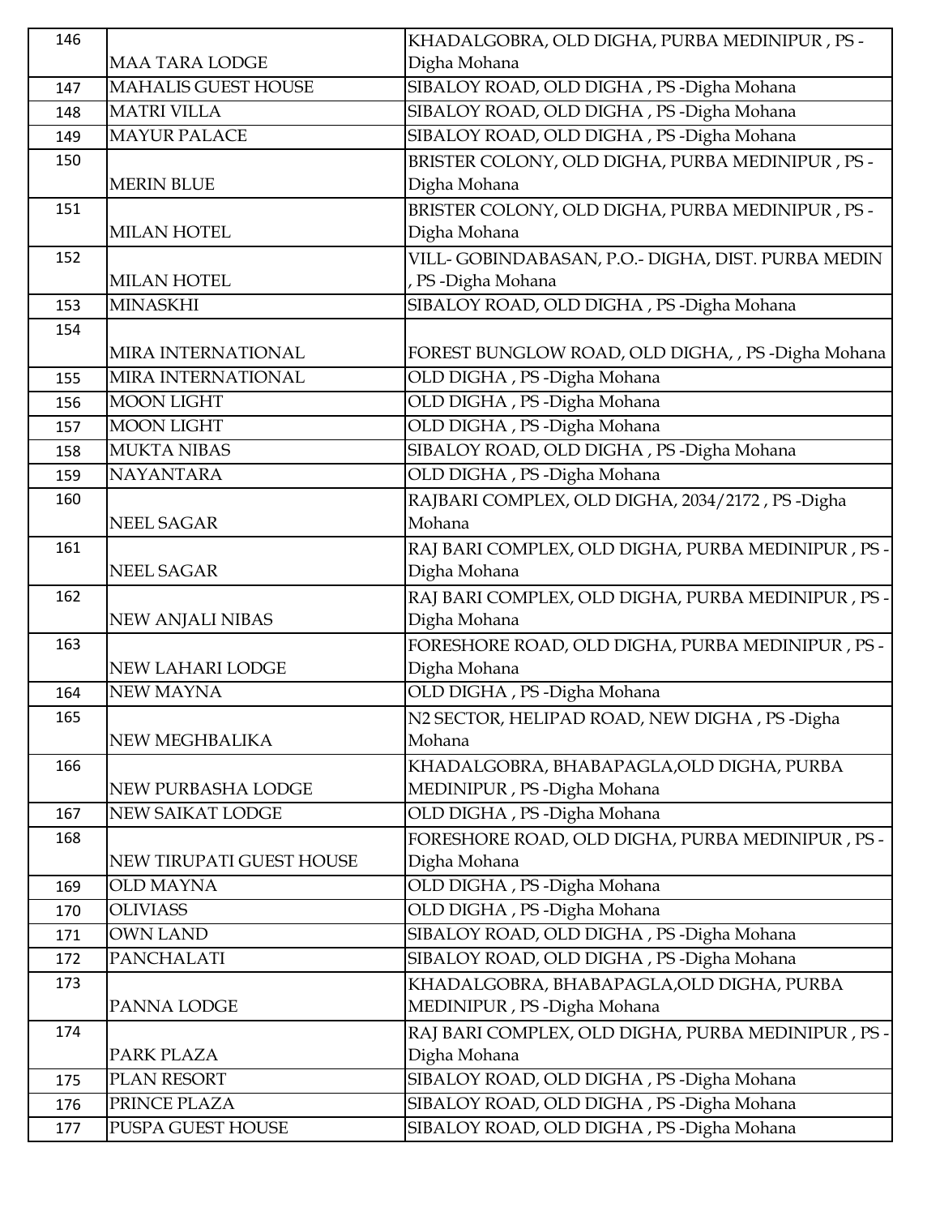| 146 | MAA TARA LODGE | KHADALGOBRA, OLD DIGHA, PURBA MEDINIPUR , PS -Digha Mohana |
|---|---|---|
| 147 | MAHALIS GUEST HOUSE | SIBALOY ROAD, OLD DIGHA , PS -Digha Mohana |
| 148 | MATRI VILLA | SIBALOY ROAD, OLD DIGHA , PS -Digha Mohana |
| 149 | MAYUR PALACE | SIBALOY ROAD, OLD DIGHA , PS -Digha Mohana |
| 150 | MERIN BLUE | BRISTER COLONY, OLD DIGHA, PURBA MEDINIPUR , PS -Digha Mohana |
| 151 | MILAN HOTEL | BRISTER COLONY, OLD DIGHA, PURBA MEDINIPUR , PS -Digha Mohana |
| 152 | MILAN HOTEL | VILL- GOBINDABASAN, P.O.- DIGHA, DIST. PURBA MEDIN , PS -Digha Mohana |
| 153 | MINASKHI | SIBALOY ROAD, OLD DIGHA , PS -Digha Mohana |
| 154 | MIRA INTERNATIONAL | FOREST BUNGLOW ROAD, OLD DIGHA, , PS -Digha Mohana |
| 155 | MIRA INTERNATIONAL | OLD DIGHA , PS -Digha Mohana |
| 156 | MOON LIGHT | OLD DIGHA , PS -Digha Mohana |
| 157 | MOON LIGHT | OLD DIGHA , PS -Digha Mohana |
| 158 | MUKTA NIBAS | SIBALOY ROAD, OLD DIGHA , PS -Digha Mohana |
| 159 | NAYANTARA | OLD DIGHA , PS -Digha Mohana |
| 160 | NEEL SAGAR | RAJBARI COMPLEX, OLD DIGHA, 2034/2172 , PS -Digha Mohana |
| 161 | NEEL SAGAR | RAJ BARI COMPLEX, OLD DIGHA, PURBA MEDINIPUR , PS -Digha Mohana |
| 162 | NEW ANJALI NIBAS | RAJ BARI COMPLEX, OLD DIGHA, PURBA MEDINIPUR , PS -Digha Mohana |
| 163 | NEW LAHARI LODGE | FORESHORE ROAD, OLD DIGHA, PURBA MEDINIPUR , PS -Digha Mohana |
| 164 | NEW MAYNA | OLD DIGHA , PS -Digha Mohana |
| 165 | NEW MEGHBALIKA | N2 SECTOR, HELIPAD ROAD, NEW DIGHA , PS -Digha Mohana |
| 166 | NEW PURBASHA LODGE | KHADALGOBRA, BHABAPAGLA,OLD DIGHA, PURBA MEDINIPUR , PS -Digha Mohana |
| 167 | NEW SAIKAT LODGE | OLD DIGHA , PS -Digha Mohana |
| 168 | NEW TIRUPATI GUEST HOUSE | FORESHORE ROAD, OLD DIGHA, PURBA MEDINIPUR , PS -Digha Mohana |
| 169 | OLD MAYNA | OLD DIGHA , PS -Digha Mohana |
| 170 | OLIVIASS | OLD DIGHA , PS -Digha Mohana |
| 171 | OWN LAND | SIBALOY ROAD, OLD DIGHA , PS -Digha Mohana |
| 172 | PANCHALATI | SIBALOY ROAD, OLD DIGHA , PS -Digha Mohana |
| 173 | PANNA LODGE | KHADALGOBRA, BHABAPAGLA,OLD DIGHA, PURBA MEDINIPUR , PS -Digha Mohana |
| 174 | PARK PLAZA | RAJ BARI COMPLEX, OLD DIGHA, PURBA MEDINIPUR , PS -Digha Mohana |
| 175 | PLAN RESORT | SIBALOY ROAD, OLD DIGHA , PS -Digha Mohana |
| 176 | PRINCE PLAZA | SIBALOY ROAD, OLD DIGHA , PS -Digha Mohana |
| 177 | PUSPA GUEST HOUSE | SIBALOY ROAD, OLD DIGHA , PS -Digha Mohana |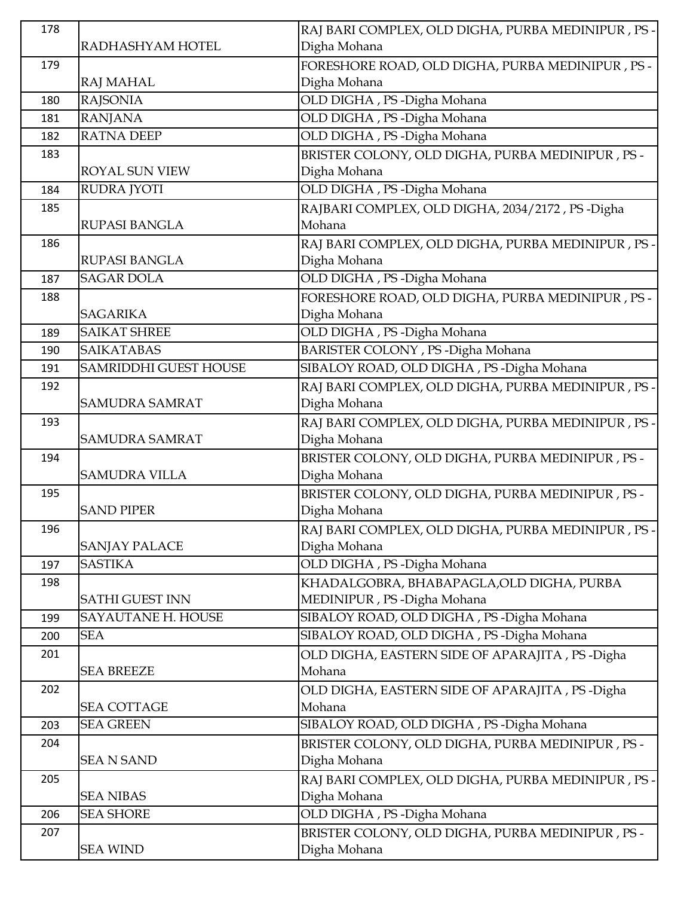| 178 | RADHASHYAM HOTEL | RAJ BARI COMPLEX, OLD DIGHA, PURBA MEDINIPUR , PS -Digha Mohana |
|---|---|---|
| 179 | RAJ MAHAL | FORESHORE ROAD, OLD DIGHA, PURBA MEDINIPUR , PS -Digha Mohana |
| 180 | RAJSONIA | OLD DIGHA , PS -Digha Mohana |
| 181 | RANJANA | OLD DIGHA , PS -Digha Mohana |
| 182 | RATNA DEEP | OLD DIGHA , PS -Digha Mohana |
| 183 | ROYAL SUN VIEW | BRISTER COLONY, OLD DIGHA, PURBA MEDINIPUR , PS -Digha Mohana |
| 184 | RUDRA JYOTI | OLD DIGHA , PS -Digha Mohana |
| 185 | RUPASI BANGLA | RAJBARI COMPLEX, OLD DIGHA, 2034/2172 , PS -Digha Mohana |
| 186 | RUPASI BANGLA | RAJ BARI COMPLEX, OLD DIGHA, PURBA MEDINIPUR , PS -Digha Mohana |
| 187 | SAGAR DOLA | OLD DIGHA , PS -Digha Mohana |
| 188 | SAGARIKA | FORESHORE ROAD, OLD DIGHA, PURBA MEDINIPUR , PS -Digha Mohana |
| 189 | SAIKAT SHREE | OLD DIGHA , PS -Digha Mohana |
| 190 | SAIKATABAS | BARISTER COLONY , PS -Digha Mohana |
| 191 | SAMRIDDHI GUEST HOUSE | SIBALOY ROAD, OLD DIGHA , PS -Digha Mohana |
| 192 | SAMUDRA SAMRAT | RAJ BARI COMPLEX, OLD DIGHA, PURBA MEDINIPUR , PS -Digha Mohana |
| 193 | SAMUDRA SAMRAT | RAJ BARI COMPLEX, OLD DIGHA, PURBA MEDINIPUR , PS -Digha Mohana |
| 194 | SAMUDRA VILLA | BRISTER COLONY, OLD DIGHA, PURBA MEDINIPUR , PS -Digha Mohana |
| 195 | SAND PIPER | BRISTER COLONY, OLD DIGHA, PURBA MEDINIPUR , PS -Digha Mohana |
| 196 | SANJAY PALACE | RAJ BARI COMPLEX, OLD DIGHA, PURBA MEDINIPUR , PS -Digha Mohana |
| 197 | SASTIKA | OLD DIGHA , PS -Digha Mohana |
| 198 | SATHI GUEST INN | KHADALGOBRA, BHABAPAGLA,OLD DIGHA, PURBA MEDINIPUR , PS -Digha Mohana |
| 199 | SAYAUTANE H. HOUSE | SIBALOY ROAD, OLD DIGHA , PS -Digha Mohana |
| 200 | SEA | SIBALOY ROAD, OLD DIGHA , PS -Digha Mohana |
| 201 | SEA BREEZE | OLD DIGHA, EASTERN SIDE OF APARAJITA , PS -Digha Mohana |
| 202 | SEA COTTAGE | OLD DIGHA, EASTERN SIDE OF APARAJITA , PS -Digha Mohana |
| 203 | SEA GREEN | SIBALOY ROAD, OLD DIGHA , PS -Digha Mohana |
| 204 | SEA N SAND | BRISTER COLONY, OLD DIGHA, PURBA MEDINIPUR , PS -Digha Mohana |
| 205 | SEA NIBAS | RAJ BARI COMPLEX, OLD DIGHA, PURBA MEDINIPUR , PS -Digha Mohana |
| 206 | SEA SHORE | OLD DIGHA , PS -Digha Mohana |
| 207 | SEA WIND | BRISTER COLONY, OLD DIGHA, PURBA MEDINIPUR , PS -Digha Mohana |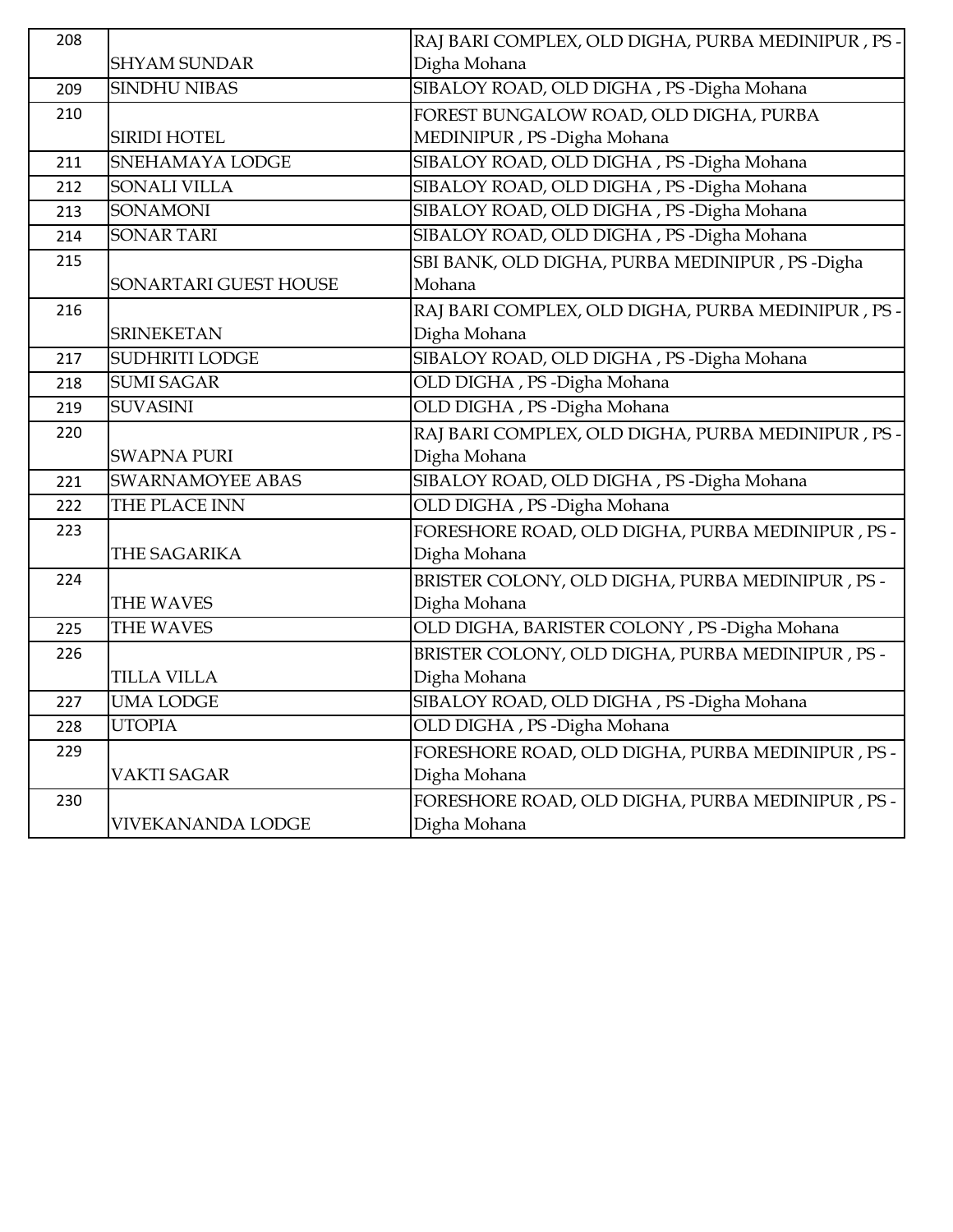| | | |
|---|---|---|
| 208 | SHYAM SUNDAR | RAJ BARI COMPLEX, OLD DIGHA, PURBA MEDINIPUR , PS -Digha Mohana |
| 209 | SINDHU NIBAS | SIBALOY ROAD, OLD DIGHA , PS -Digha Mohana |
| 210 | SIRIDI HOTEL | FOREST BUNGALOW ROAD, OLD DIGHA, PURBA MEDINIPUR , PS -Digha Mohana |
| 211 | SNEHAMAYA LODGE | SIBALOY ROAD, OLD DIGHA , PS -Digha Mohana |
| 212 | SONALI VILLA | SIBALOY ROAD, OLD DIGHA , PS -Digha Mohana |
| 213 | SONAMONI | SIBALOY ROAD, OLD DIGHA , PS -Digha Mohana |
| 214 | SONAR TARI | SIBALOY ROAD, OLD DIGHA , PS -Digha Mohana |
| 215 | SONARTARI GUEST HOUSE | SBI BANK, OLD DIGHA, PURBA MEDINIPUR , PS -Digha Mohana |
| 216 | SRINEKETAN | RAJ BARI COMPLEX, OLD DIGHA, PURBA MEDINIPUR , PS -Digha Mohana |
| 217 | SUDHRITI LODGE | SIBALOY ROAD, OLD DIGHA , PS -Digha Mohana |
| 218 | SUMI SAGAR | OLD DIGHA , PS -Digha Mohana |
| 219 | SUVASINI | OLD DIGHA , PS -Digha Mohana |
| 220 | SWAPNA PURI | RAJ BARI COMPLEX, OLD DIGHA, PURBA MEDINIPUR , PS -Digha Mohana |
| 221 | SWARNAMOYEE ABAS | SIBALOY ROAD, OLD DIGHA , PS -Digha Mohana |
| 222 | THE PLACE INN | OLD DIGHA , PS -Digha Mohana |
| 223 | THE SAGARIKA | FORESHORE ROAD, OLD DIGHA, PURBA MEDINIPUR , PS -Digha Mohana |
| 224 | THE WAVES | BRISTER COLONY, OLD DIGHA, PURBA MEDINIPUR , PS -Digha Mohana |
| 225 | THE WAVES | OLD DIGHA, BARISTER COLONY , PS -Digha Mohana |
| 226 | TILLA VILLA | BRISTER COLONY, OLD DIGHA, PURBA MEDINIPUR , PS -Digha Mohana |
| 227 | UMA LODGE | SIBALOY ROAD, OLD DIGHA , PS -Digha Mohana |
| 228 | UTOPIA | OLD DIGHA , PS -Digha Mohana |
| 229 | VAKTI SAGAR | FORESHORE ROAD, OLD DIGHA, PURBA MEDINIPUR , PS -Digha Mohana |
| 230 | VIVEKANANDA LODGE | FORESHORE ROAD, OLD DIGHA, PURBA MEDINIPUR , PS -Digha Mohana |